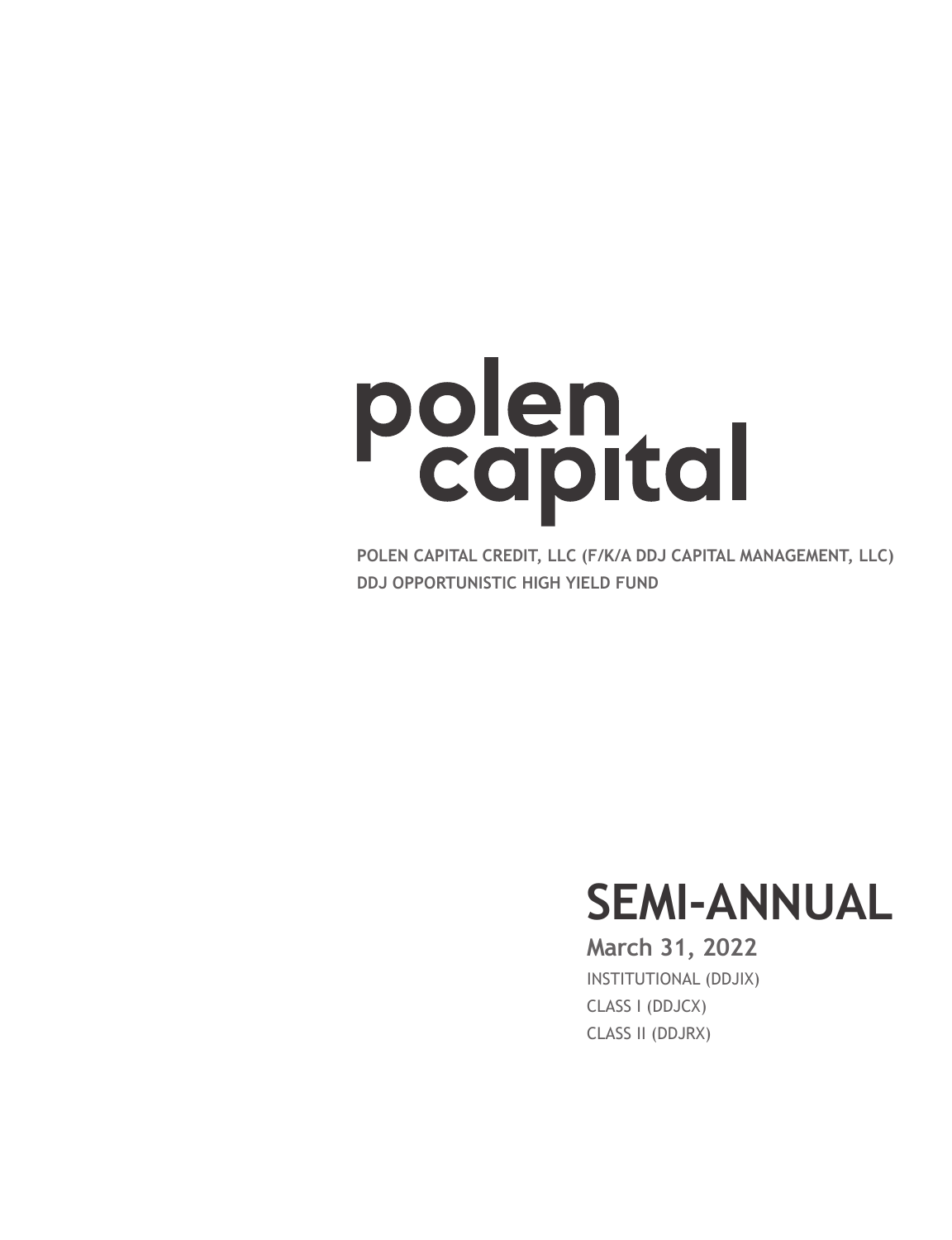polen capital

**POLEN CAPITAL CREDIT, LLC (F/K/A DDJ CAPITAL MANAGEMENT, LLC)**
**DDJ OPPORTUNISTIC HIGH YIELD FUND**

# SEMI-ANNUAL

**March 31, 2022**

INSTITUTIONAL (DDJIX)
CLASS I (DDJCX)
CLASS II (DDJRX)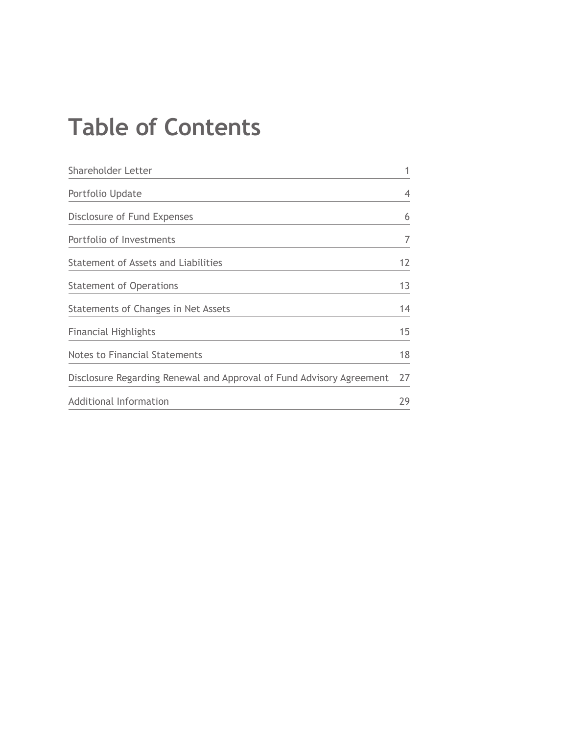# Table of Contents

| | |
|---|---|
| Shareholder Letter | 1 |
| Portfolio Update | 4 |
| Disclosure of Fund Expenses | 6 |
| Portfolio of Investments | 7 |
| Statement of Assets and Liabilities | 12 |
| Statement of Operations | 13 |
| Statements of Changes in Net Assets | 14 |
| Financial Highlights | 15 |
| Notes to Financial Statements | 18 |
| Disclosure Regarding Renewal and Approval of Fund Advisory Agreement | 27 |
| Additional Information | 29 |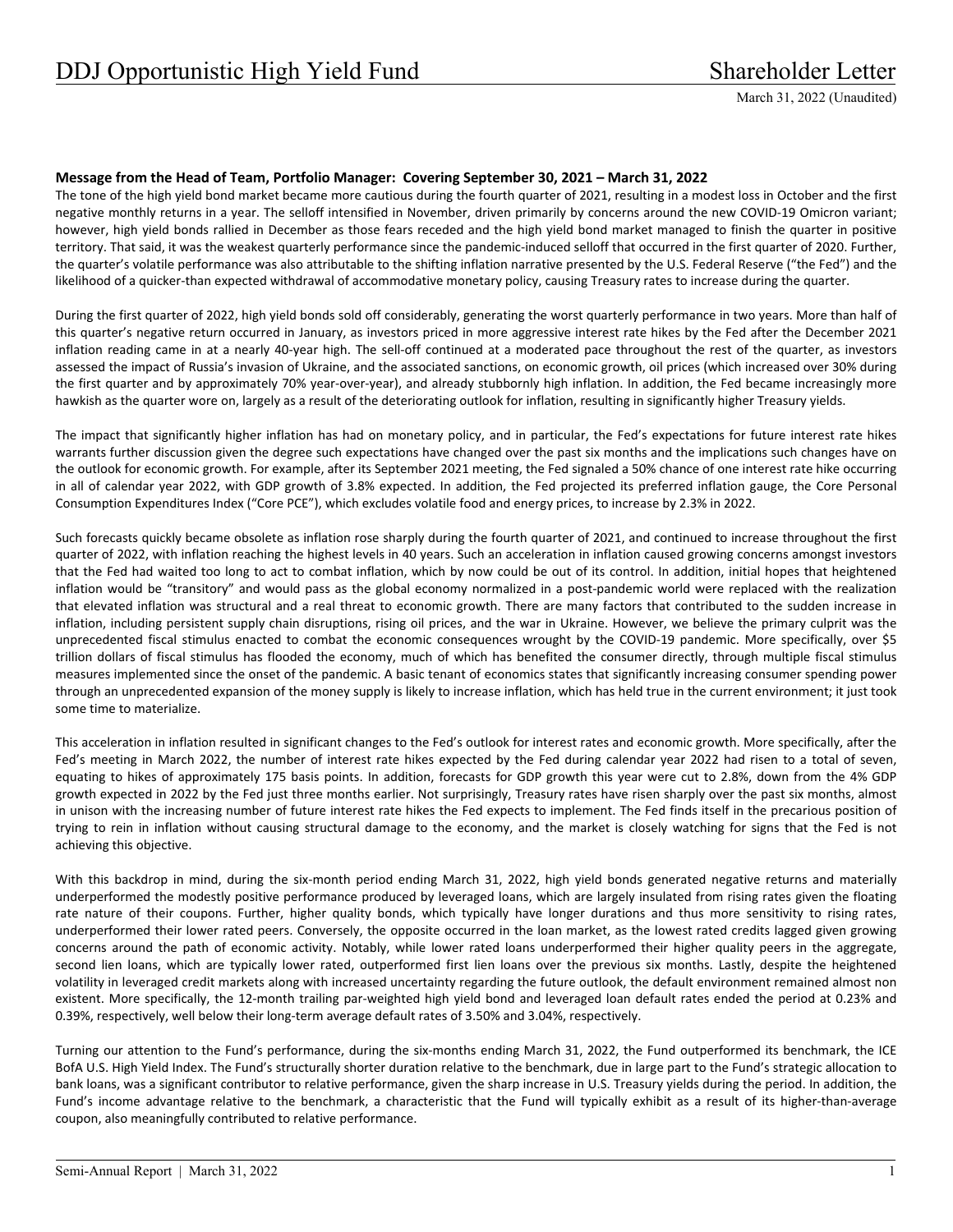## Message from the Head of Team, Portfolio Manager: Covering September 30, 2021 – March 31, 2022

The tone of the high yield bond market became more cautious during the fourth quarter of 2021, resulting in a modest loss in October and the first negative monthly returns in a year. The selloff intensified in November, driven primarily by concerns around the new COVID-19 Omicron variant; however, high yield bonds rallied in December as those fears receded and the high yield bond market managed to finish the quarter in positive territory. That said, it was the weakest quarterly performance since the pandemic-induced selloff that occurred in the first quarter of 2020. Further, the quarter's volatile performance was also attributable to the shifting inflation narrative presented by the U.S. Federal Reserve ("the Fed") and the likelihood of a quicker-than expected withdrawal of accommodative monetary policy, causing Treasury rates to increase during the quarter.

During the first quarter of 2022, high yield bonds sold off considerably, generating the worst quarterly performance in two years. More than half of this quarter's negative return occurred in January, as investors priced in more aggressive interest rate hikes by the Fed after the December 2021 inflation reading came in at a nearly 40-year high. The sell-off continued at a moderated pace throughout the rest of the quarter, as investors assessed the impact of Russia's invasion of Ukraine, and the associated sanctions, on economic growth, oil prices (which increased over 30% during the first quarter and by approximately 70% year-over-year), and already stubbornly high inflation. In addition, the Fed became increasingly more hawkish as the quarter wore on, largely as a result of the deteriorating outlook for inflation, resulting in significantly higher Treasury yields.

The impact that significantly higher inflation has had on monetary policy, and in particular, the Fed's expectations for future interest rate hikes warrants further discussion given the degree such expectations have changed over the past six months and the implications such changes have on the outlook for economic growth. For example, after its September 2021 meeting, the Fed signaled a 50% chance of one interest rate hike occurring in all of calendar year 2022, with GDP growth of 3.8% expected. In addition, the Fed projected its preferred inflation gauge, the Core Personal Consumption Expenditures Index ("Core PCE"), which excludes volatile food and energy prices, to increase by 2.3% in 2022.

Such forecasts quickly became obsolete as inflation rose sharply during the fourth quarter of 2021, and continued to increase throughout the first quarter of 2022, with inflation reaching the highest levels in 40 years. Such an acceleration in inflation caused growing concerns amongst investors that the Fed had waited too long to act to combat inflation, which by now could be out of its control. In addition, initial hopes that heightened inflation would be "transitory" and would pass as the global economy normalized in a post-pandemic world were replaced with the realization that elevated inflation was structural and a real threat to economic growth. There are many factors that contributed to the sudden increase in inflation, including persistent supply chain disruptions, rising oil prices, and the war in Ukraine. However, we believe the primary culprit was the unprecedented fiscal stimulus enacted to combat the economic consequences wrought by the COVID-19 pandemic. More specifically, over $5 trillion dollars of fiscal stimulus has flooded the economy, much of which has benefited the consumer directly, through multiple fiscal stimulus measures implemented since the onset of the pandemic. A basic tenant of economics states that significantly increasing consumer spending power through an unprecedented expansion of the money supply is likely to increase inflation, which has held true in the current environment; it just took some time to materialize.

This acceleration in inflation resulted in significant changes to the Fed's outlook for interest rates and economic growth. More specifically, after the Fed's meeting in March 2022, the number of interest rate hikes expected by the Fed during calendar year 2022 had risen to a total of seven, equating to hikes of approximately 175 basis points. In addition, forecasts for GDP growth this year were cut to 2.8%, down from the 4% GDP growth expected in 2022 by the Fed just three months earlier. Not surprisingly, Treasury rates have risen sharply over the past six months, almost in unison with the increasing number of future interest rate hikes the Fed expects to implement. The Fed finds itself in the precarious position of trying to rein in inflation without causing structural damage to the economy, and the market is closely watching for signs that the Fed is not achieving this objective.

With this backdrop in mind, during the six-month period ending March 31, 2022, high yield bonds generated negative returns and materially underperformed the modestly positive performance produced by leveraged loans, which are largely insulated from rising rates given the floating rate nature of their coupons. Further, higher quality bonds, which typically have longer durations and thus more sensitivity to rising rates, underperformed their lower rated peers. Conversely, the opposite occurred in the loan market, as the lowest rated credits lagged given growing concerns around the path of economic activity. Notably, while lower rated loans underperformed their higher quality peers in the aggregate, second lien loans, which are typically lower rated, outperformed first lien loans over the previous six months. Lastly, despite the heightened volatility in leveraged credit markets along with increased uncertainty regarding the future outlook, the default environment remained almost non existent. More specifically, the 12-month trailing par-weighted high yield bond and leveraged loan default rates ended the period at 0.23% and 0.39%, respectively, well below their long-term average default rates of 3.50% and 3.04%, respectively.

Turning our attention to the Fund's performance, during the six-months ending March 31, 2022, the Fund outperformed its benchmark, the ICE BofA U.S. High Yield Index. The Fund's structurally shorter duration relative to the benchmark, due in large part to the Fund's strategic allocation to bank loans, was a significant contributor to relative performance, given the sharp increase in U.S. Treasury yields during the period. In addition, the Fund's income advantage relative to the benchmark, a characteristic that the Fund will typically exhibit as a result of its higher-than-average coupon, also meaningfully contributed to relative performance.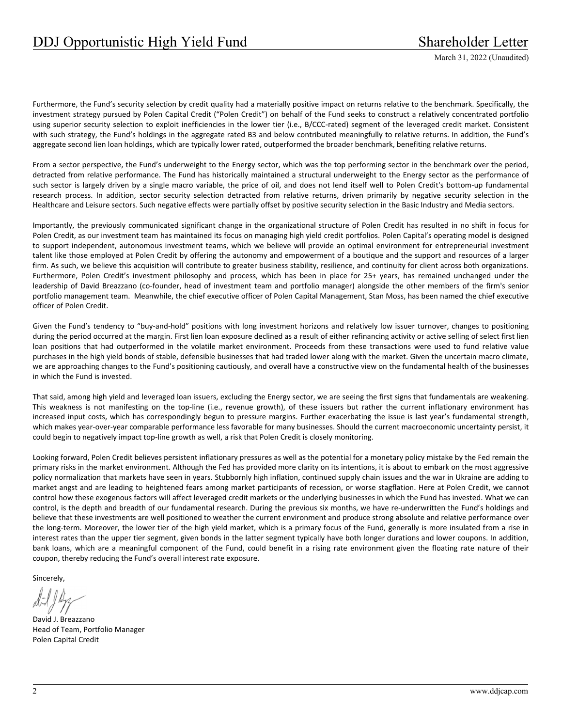Furthermore, the Fund's security selection by credit quality had a materially positive impact on returns relative to the benchmark. Specifically, the investment strategy pursued by Polen Capital Credit ("Polen Credit") on behalf of the Fund seeks to construct a relatively concentrated portfolio using superior security selection to exploit inefficiencies in the lower tier (i.e., B/CCC-rated) segment of the leveraged credit market. Consistent with such strategy, the Fund's holdings in the aggregate rated B3 and below contributed meaningfully to relative returns. In addition, the Fund's aggregate second lien loan holdings, which are typically lower rated, outperformed the broader benchmark, benefiting relative returns.

From a sector perspective, the Fund's underweight to the Energy sector, which was the top performing sector in the benchmark over the period, detracted from relative performance. The Fund has historically maintained a structural underweight to the Energy sector as the performance of such sector is largely driven by a single macro variable, the price of oil, and does not lend itself well to Polen Credit's bottom-up fundamental research process. In addition, sector security selection detracted from relative returns, driven primarily by negative security selection in the Healthcare and Leisure sectors. Such negative effects were partially offset by positive security selection in the Basic Industry and Media sectors.

Importantly, the previously communicated significant change in the organizational structure of Polen Credit has resulted in no shift in focus for Polen Credit, as our investment team has maintained its focus on managing high yield credit portfolios. Polen Capital's operating model is designed to support independent, autonomous investment teams, which we believe will provide an optimal environment for entrepreneurial investment talent like those employed at Polen Credit by offering the autonomy and empowerment of a boutique and the support and resources of a larger firm. As such, we believe this acquisition will contribute to greater business stability, resilience, and continuity for client across both organizations. Furthermore, Polen Credit's investment philosophy and process, which has been in place for 25+ years, has remained unchanged under the leadership of David Breazzano (co-founder, head of investment team and portfolio manager) alongside the other members of the firm's senior portfolio management team. Meanwhile, the chief executive officer of Polen Capital Management, Stan Moss, has been named the chief executive officer of Polen Credit.

Given the Fund's tendency to "buy-and-hold" positions with long investment horizons and relatively low issuer turnover, changes to positioning during the period occurred at the margin. First lien loan exposure declined as a result of either refinancing activity or active selling of select first lien loan positions that had outperformed in the volatile market environment. Proceeds from these transactions were used to fund relative value purchases in the high yield bonds of stable, defensible businesses that had traded lower along with the market. Given the uncertain macro climate, we are approaching changes to the Fund's positioning cautiously, and overall have a constructive view on the fundamental health of the businesses in which the Fund is invested.

That said, among high yield and leveraged loan issuers, excluding the Energy sector, we are seeing the first signs that fundamentals are weakening. This weakness is not manifesting on the top-line (i.e., revenue growth), of these issuers but rather the current inflationary environment has increased input costs, which has correspondingly begun to pressure margins. Further exacerbating the issue is last year's fundamental strength, which makes year-over-year comparable performance less favorable for many businesses. Should the current macroeconomic uncertainty persist, it could begin to negatively impact top-line growth as well, a risk that Polen Credit is closely monitoring.

Looking forward, Polen Credit believes persistent inflationary pressures as well as the potential for a monetary policy mistake by the Fed remain the primary risks in the market environment. Although the Fed has provided more clarity on its intentions, it is about to embark on the most aggressive policy normalization that markets have seen in years. Stubbornly high inflation, continued supply chain issues and the war in Ukraine are adding to market angst and are leading to heightened fears among market participants of recession, or worse stagflation. Here at Polen Credit, we cannot control how these exogenous factors will affect leveraged credit markets or the underlying businesses in which the Fund has invested. What we can control, is the depth and breadth of our fundamental research. During the previous six months, we have re-underwritten the Fund's holdings and believe that these investments are well positioned to weather the current environment and produce strong absolute and relative performance over the long-term. Moreover, the lower tier of the high yield market, which is a primary focus of the Fund, generally is more insulated from a rise in interest rates than the upper tier segment, given bonds in the latter segment typically have both longer durations and lower coupons. In addition, bank loans, which are a meaningful component of the Fund, could benefit in a rising rate environment given the floating rate nature of their coupon, thereby reducing the Fund's overall interest rate exposure.

Sincerely,

David J. Breazzano
Head of Team, Portfolio Manager
Polen Capital Credit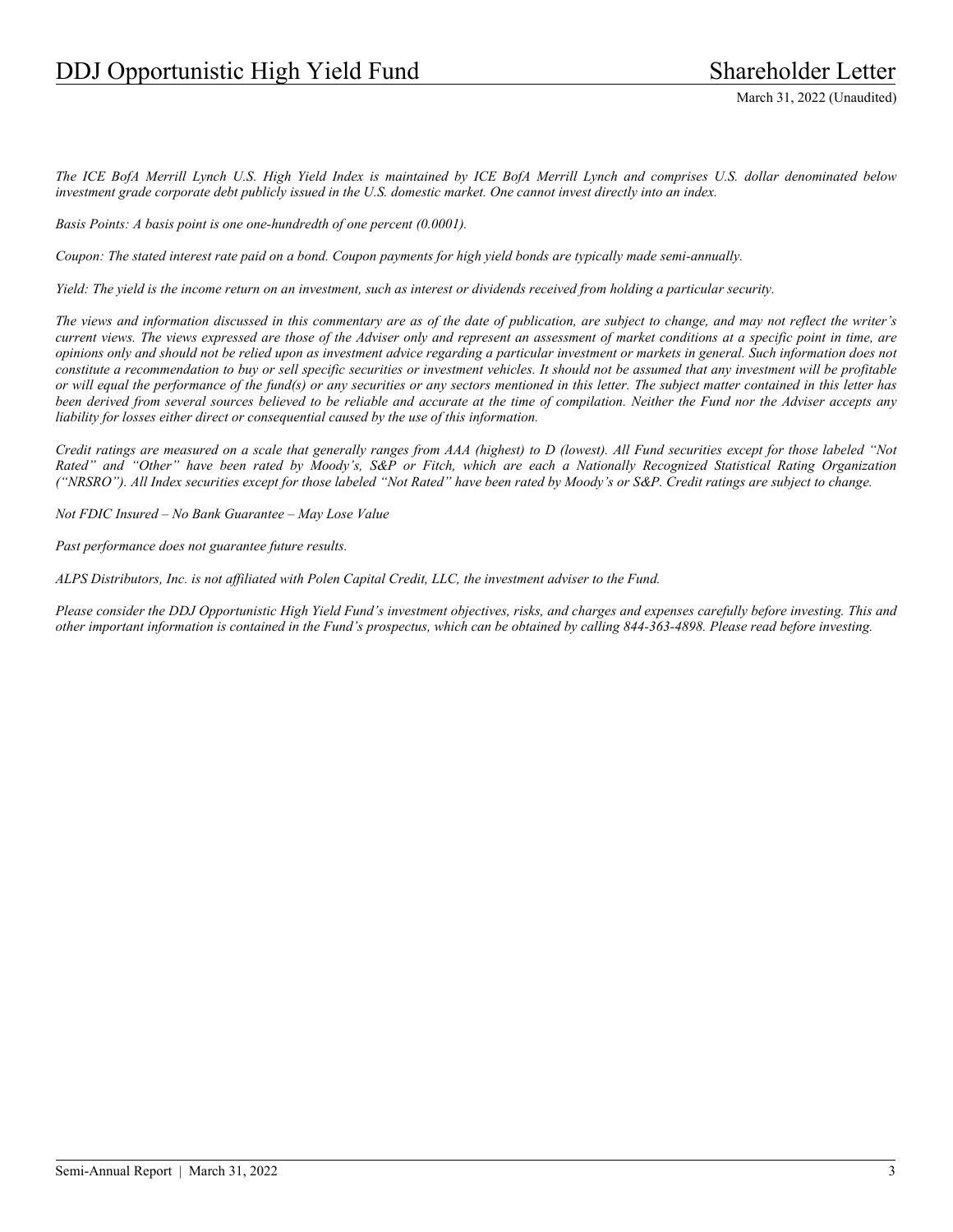*The ICE BofA Merrill Lynch U.S. High Yield Index is maintained by ICE BofA Merrill Lynch and comprises U.S. dollar denominated below investment grade corporate debt publicly issued in the U.S. domestic market. One cannot invest directly into an index.*

*Basis Points: A basis point is one one-hundredth of one percent (0.0001).*

*Coupon: The stated interest rate paid on a bond. Coupon payments for high yield bonds are typically made semi-annually.*

*Yield: The yield is the income return on an investment, such as interest or dividends received from holding a particular security.*

*The views and information discussed in this commentary are as of the date of publication, are subject to change, and may not reflect the writer's current views. The views expressed are those of the Adviser only and represent an assessment of market conditions at a specific point in time, are opinions only and should not be relied upon as investment advice regarding a particular investment or markets in general. Such information does not constitute a recommendation to buy or sell specific securities or investment vehicles. It should not be assumed that any investment will be profitable or will equal the performance of the fund(s) or any securities or any sectors mentioned in this letter. The subject matter contained in this letter has been derived from several sources believed to be reliable and accurate at the time of compilation. Neither the Fund nor the Adviser accepts any liability for losses either direct or consequential caused by the use of this information.*

*Credit ratings are measured on a scale that generally ranges from AAA (highest) to D (lowest). All Fund securities except for those labeled "Not Rated" and "Other" have been rated by Moody's, S&P or Fitch, which are each a Nationally Recognized Statistical Rating Organization ("NRSRO"). All Index securities except for those labeled "Not Rated" have been rated by Moody's or S&P. Credit ratings are subject to change.*

*Not FDIC Insured – No Bank Guarantee – May Lose Value*

*Past performance does not guarantee future results.*

*ALPS Distributors, Inc. is not affiliated with Polen Capital Credit, LLC, the investment adviser to the Fund.*

*Please consider the DDJ Opportunistic High Yield Fund's investment objectives, risks, and charges and expenses carefully before investing. This and other important information is contained in the Fund's prospectus, which can be obtained by calling 844-363-4898. Please read before investing.*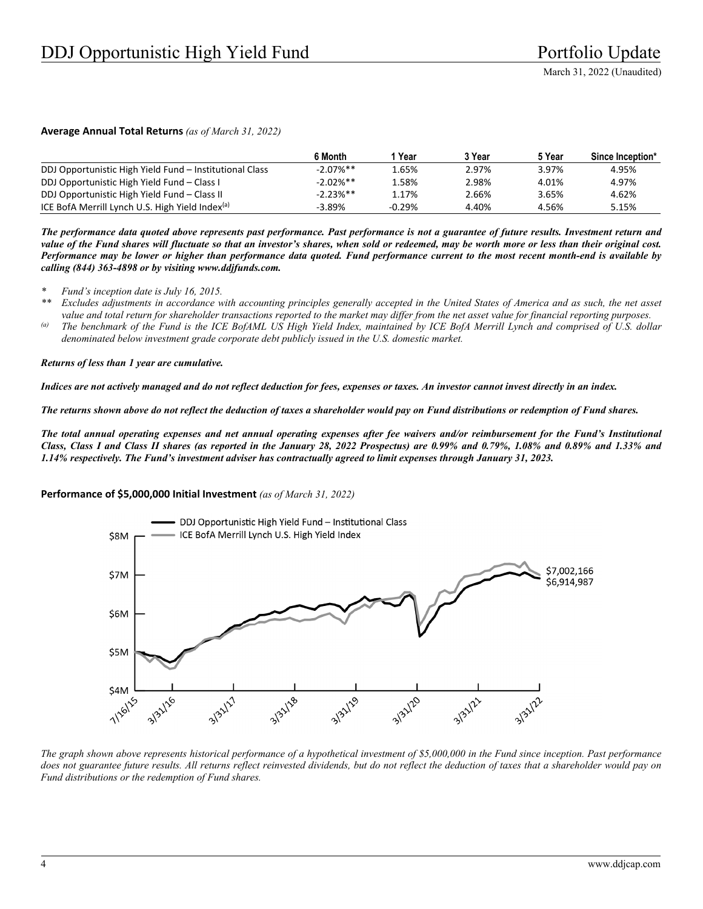**Average Annual Total Returns** *(as of March 31, 2022)*

| | 6 Month | 1 Year | 3 Year | 5 Year | Since Inception* |
|---|---|---|---|---|---|
| DDJ Opportunistic High Yield Fund – Institutional Class | -2.07%** | 1.65% | 2.97% | 3.97% | 4.95% |
| DDJ Opportunistic High Yield Fund – Class I | -2.02%** | 1.58% | 2.98% | 4.01% | 4.97% |
| DDJ Opportunistic High Yield Fund – Class II | -2.23%** | 1.17% | 2.66% | 3.65% | 4.62% |
| ICE BofA Merrill Lynch U.S. High Yield Index[(a)] | -3.89% | -0.29% | 4.40% | 4.56% | 5.15% |

***The performance data quoted above represents past performance. Past performance is not a guarantee of future results. Investment return and value of the Fund shares will fluctuate so that an investor's shares, when sold or redeemed, may be worth more or less than their original cost. Performance may be lower or higher than performance data quoted. Fund performance current to the most recent month-end is available by calling (844) 363-4898 or by visiting www.ddjfunds.com.***

\* *Fund's inception date is July 16, 2015.*

\*\* *Excludes adjustments in accordance with accounting principles generally accepted in the United States of America and as such, the net asset value and total return for shareholder transactions reported to the market may differ from the net asset value for financial reporting purposes.*

(a) *The benchmark of the Fund is the ICE BofAML US High Yield Index, maintained by ICE BofA Merrill Lynch and comprised of U.S. dollar denominated below investment grade corporate debt publicly issued in the U.S. domestic market.*

***Returns of less than 1 year are cumulative.***

***Indices are not actively managed and do not reflect deduction for fees, expenses or taxes. An investor cannot invest directly in an index.***

***The returns shown above do not reflect the deduction of taxes a shareholder would pay on Fund distributions or redemption of Fund shares.***

***The total annual operating expenses and net annual operating expenses after fee waivers and/or reimbursement for the Fund's Institutional Class, Class I and Class II shares (as reported in the January 28, 2022 Prospectus) are 0.99% and 0.79%, 1.08% and 0.89% and 1.33% and 1.14% respectively. The Fund's investment adviser has contractually agreed to limit expenses through January 31, 2023.***

**Performance of $5,000,000 Initial Investment** *(as of March 31, 2022)*

DDJ Opportunistic High Yield Fund – Institutional Class: $6,914,987
ICE BofA Merrill Lynch U.S. High Yield Index: $7,002,166

*The graph shown above represents historical performance of a hypothetical investment of $5,000,000 in the Fund since inception. Past performance does not guarantee future results. All returns reflect reinvested dividends, but do not reflect the deduction of taxes that a shareholder would pay on Fund distributions or the redemption of Fund shares.*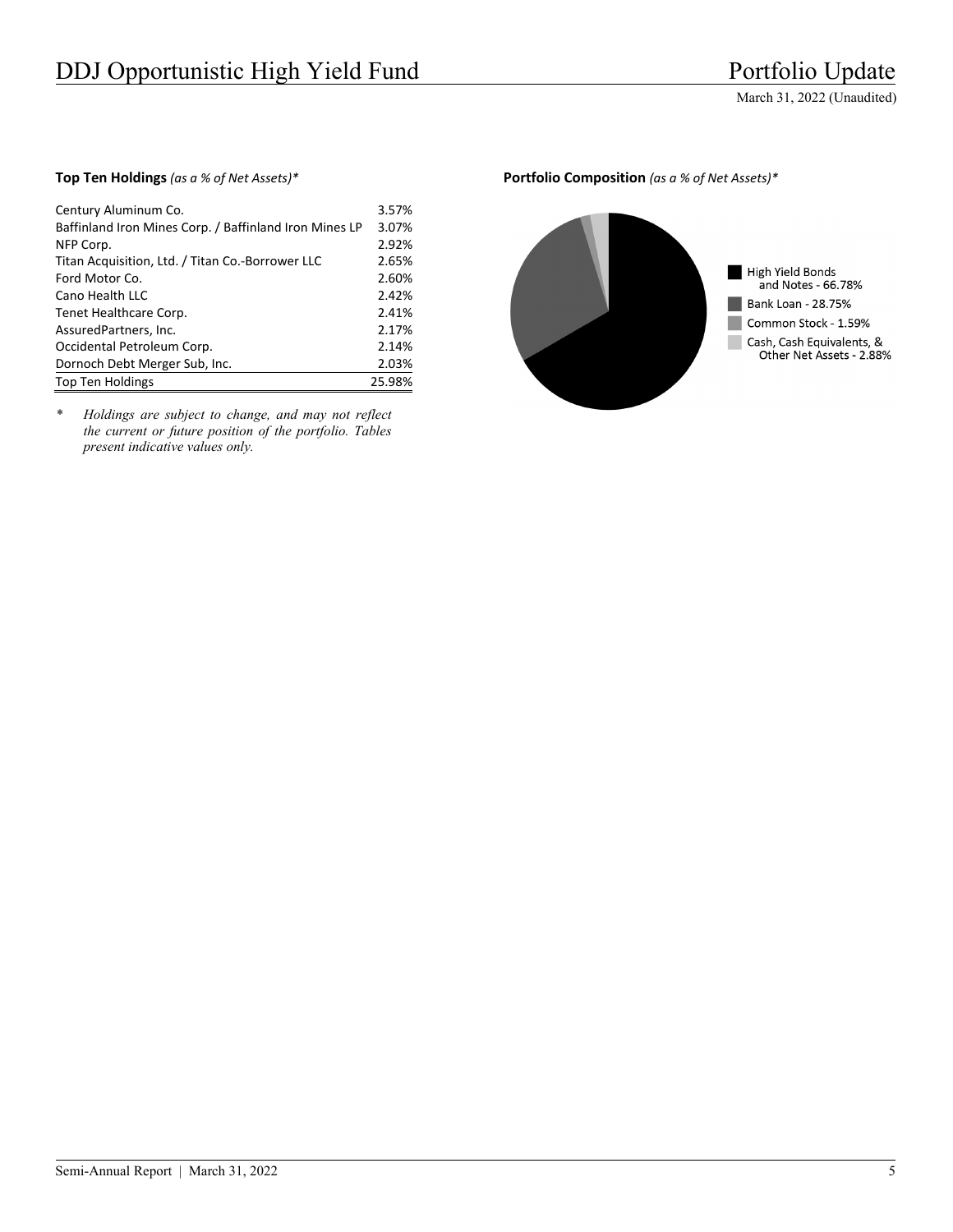**Top Ten Holdings** *(as a % of Net Assets)**

| | |
|---|---|
| Century Aluminum Co. | 3.57% |
| Baffinland Iron Mines Corp. / Baffinland Iron Mines LP | 3.07% |
| NFP Corp. | 2.92% |
| Titan Acquisition, Ltd. / Titan Co.-Borrower LLC | 2.65% |
| Ford Motor Co. | 2.60% |
| Cano Health LLC | 2.42% |
| Tenet Healthcare Corp. | 2.41% |
| AssuredPartners, Inc. | 2.17% |
| Occidental Petroleum Corp. | 2.14% |
| Dornoch Debt Merger Sub, Inc. | 2.03% |
| Top Ten Holdings | 25.98% |

\* *Holdings are subject to change, and may not reflect the current or future position of the portfolio. Tables present indicative values only.*

**Portfolio Composition** *(as a % of Net Assets)**

- High Yield Bonds and Notes - 66.78%
- Bank Loan - 28.75%
- Common Stock - 1.59%
- Cash, Cash Equivalents, & Other Net Assets - 2.88%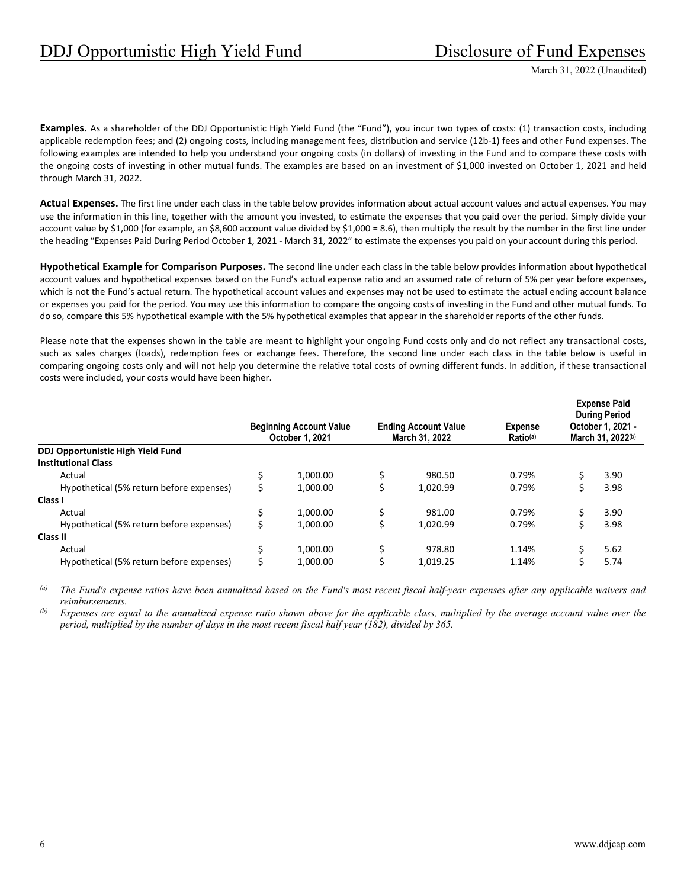**Examples.** As a shareholder of the DDJ Opportunistic High Yield Fund (the "Fund"), you incur two types of costs: (1) transaction costs, including applicable redemption fees; and (2) ongoing costs, including management fees, distribution and service (12b-1) fees and other Fund expenses. The following examples are intended to help you understand your ongoing costs (in dollars) of investing in the Fund and to compare these costs with the ongoing costs of investing in other mutual funds. The examples are based on an investment of $1,000 invested on October 1, 2021 and held through March 31, 2022.

**Actual Expenses.** The first line under each class in the table below provides information about actual account values and actual expenses. You may use the information in this line, together with the amount you invested, to estimate the expenses that you paid over the period. Simply divide your account value by $1,000 (for example, an $8,600 account value divided by $1,000 = 8.6), then multiply the result by the number in the first line under the heading "Expenses Paid During Period October 1, 2021 - March 31, 2022" to estimate the expenses you paid on your account during this period.

**Hypothetical Example for Comparison Purposes.** The second line under each class in the table below provides information about hypothetical account values and hypothetical expenses based on the Fund's actual expense ratio and an assumed rate of return of 5% per year before expenses, which is not the Fund's actual return. The hypothetical account values and expenses may not be used to estimate the actual ending account balance or expenses you paid for the period. You may use this information to compare the ongoing costs of investing in the Fund and other mutual funds. To do so, compare this 5% hypothetical example with the 5% hypothetical examples that appear in the shareholder reports of the other funds.

Please note that the expenses shown in the table are meant to highlight your ongoing Fund costs only and do not reflect any transactional costs, such as sales charges (loads), redemption fees or exchange fees. Therefore, the second line under each class in the table below is useful in comparing ongoing costs only and will not help you determine the relative total costs of owning different funds. In addition, if these transactional costs were included, your costs would have been higher.

| | Beginning Account Value October 1, 2021 | Ending Account Value March 31, 2022 | Expense Ratio(a) | Expense Paid During Period October 1, 2021 - March 31, 2022(b) |
|---|---|---|---|---|
| **DDJ Opportunistic High Yield Fund** | | | | |
| **Institutional Class** | | | | |
| Actual | $ 1,000.00 | $ 980.50 | 0.79% | $ 3.90 |
| Hypothetical (5% return before expenses) | $ 1,000.00 | $ 1,020.99 | 0.79% | $ 3.98 |
| **Class I** | | | | |
| Actual | $ 1,000.00 | $ 981.00 | 0.79% | $ 3.90 |
| Hypothetical (5% return before expenses) | $ 1,000.00 | $ 1,020.99 | 0.79% | $ 3.98 |
| **Class II** | | | | |
| Actual | $ 1,000.00 | $ 978.80 | 1.14% | $ 5.62 |
| Hypothetical (5% return before expenses) | $ 1,000.00 | $ 1,019.25 | 1.14% | $ 5.74 |

(a) *The Fund's expense ratios have been annualized based on the Fund's most recent fiscal half-year expenses after any applicable waivers and reimbursements.*

(b) *Expenses are equal to the annualized expense ratio shown above for the applicable class, multiplied by the average account value over the period, multiplied by the number of days in the most recent fiscal half year (182), divided by 365.*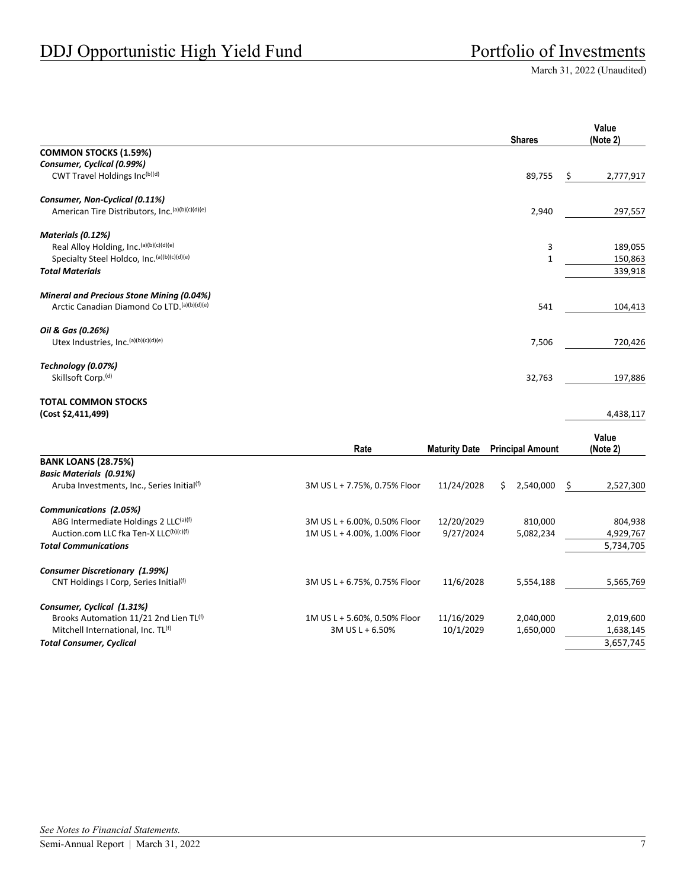# DDJ Opportunistic High Yield Fund

## Portfolio of Investments

March 31, 2022 (Unaudited)

| | Shares | Value (Note 2) |
|---|---|---|
| **COMMON STOCKS (1.59%)** | | |
| ***Consumer, Cyclical (0.99%)*** | | |
| CWT Travel Holdings Inc[b][d] | 89,755 | $ 2,777,917 |
| | | |
| ***Consumer, Non-Cyclical (0.11%)*** | | |
| American Tire Distributors, Inc.[a][b][c][d][e] | 2,940 | 297,557 |
| | | |
| ***Materials (0.12%)*** | | |
| Real Alloy Holding, Inc.[a][b][c][d][e] | 3 | 189,055 |
| Specialty Steel Holdco, Inc.[a][b][c][d][e] | 1 | 150,863 |
| ***Total Materials*** | | 339,918 |
| | | |
| ***Mineral and Precious Stone Mining (0.04%)*** | | |
| Arctic Canadian Diamond Co LTD.[a][b][d][e] | 541 | 104,413 |
| | | |
| ***Oil & Gas (0.26%)*** | | |
| Utex Industries, Inc.[a][b][c][d][e] | 7,506 | 720,426 |
| | | |
| ***Technology (0.07%)*** | | |
| Skillsoft Corp.[d] | 32,763 | 197,886 |
| | | |
| **TOTAL COMMON STOCKS** | | |
| **(Cost $2,411,499)** | | 4,438,117 |

| | Rate | Maturity Date | Principal Amount | Value (Note 2) |
|---|---|---|---|---|
| **BANK LOANS (28.75%)** | | | | |
| ***Basic Materials (0.91%)*** | | | | |
| Aruba Investments, Inc., Series Initial[f] | 3M US L + 7.75%, 0.75% Floor | 11/24/2028 | $ 2,540,000 | $ 2,527,300 |
| | | | | |
| ***Communications (2.05%)*** | | | | |
| ABG Intermediate Holdings 2 LLC[a][f] | 3M US L + 6.00%, 0.50% Floor | 12/20/2029 | 810,000 | 804,938 |
| Auction.com LLC fka Ten-X LLC[b][c][f] | 1M US L + 4.00%, 1.00% Floor | 9/27/2024 | 5,082,234 | 4,929,767 |
| ***Total Communications*** | | | | 5,734,705 |
| | | | | |
| ***Consumer Discretionary (1.99%)*** | | | | |
| CNT Holdings I Corp, Series Initial[f] | 3M US L + 6.75%, 0.75% Floor | 11/6/2028 | 5,554,188 | 5,565,769 |
| | | | | |
| ***Consumer, Cyclical (1.31%)*** | | | | |
| Brooks Automation 11/21 2nd Lien TL[f] | 1M US L + 5.60%, 0.50% Floor | 11/16/2029 | 2,040,000 | 2,019,600 |
| Mitchell International, Inc. TL[f] | 3M US L + 6.50% | 10/1/2029 | 1,650,000 | 1,638,145 |
| ***Total Consumer, Cyclical*** | | | | 3,657,745 |

*See Notes to Financial Statements.*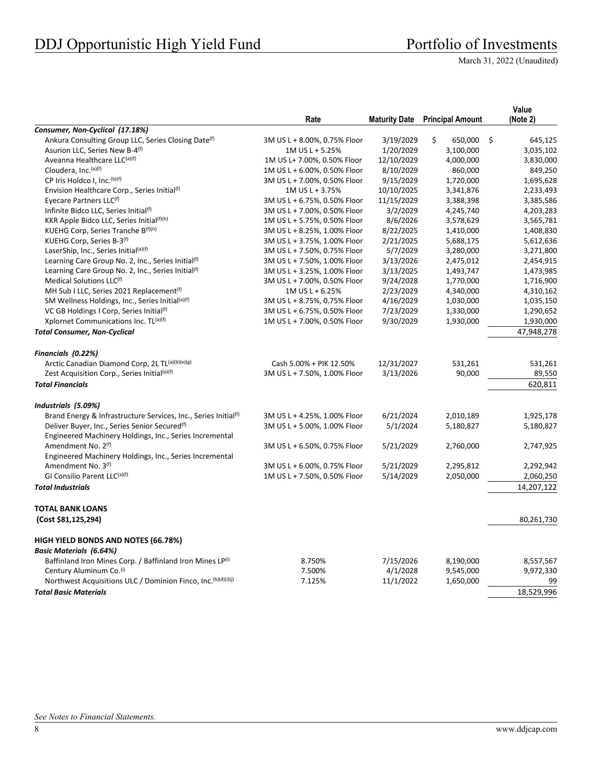DDJ Opportunistic High Yield Fund

# Portfolio of Investments

March 31, 2022 (Unaudited)

| | Rate | Maturity Date | Principal Amount | Value (Note 2) |
|---|---|---|---|---|
| ***Consumer, Non-Cyclical (17.18%)*** | | | | |
| Ankura Consulting Group LLC, Series Closing Date[f] | 3M US L + 8.00%, 0.75% Floor | 3/19/2029 | $ 650,000 | $ 645,125 |
| Asurion LLC, Series New B-4[f] | 1M US L + 5.25% | 1/20/2029 | 3,100,000 | 3,035,102 |
| Aveanna Healthcare LLC[(a)(f)] | 1M US L+ 7.00%, 0.50% Floor | 12/10/2029 | 4,000,000 | 3,830,000 |
| Cloudera, Inc.[(a)(f)] | 1M US L + 6.00%, 0.50% Floor | 8/10/2029 | 860,000 | 849,250 |
| CP Iris Holdco I, Inc.[(b)(f)] | 3M US L + 7.00%, 0.50% Floor | 9/15/2029 | 1,720,000 | 1,695,628 |
| Envision Healthcare Corp., Series Initial[f] | 1M US L + 3.75% | 10/10/2025 | 3,341,876 | 2,233,493 |
| Eyecare Partners LLC[f] | 3M US L + 6.75%, 0.50% Floor | 11/15/2029 | 3,388,398 | 3,385,586 |
| Infinite Bidco LLC, Series Initial[f] | 3M US L + 7.00%, 0.50% Floor | 3/2/2029 | 4,245,740 | 4,203,283 |
| KKR Apple Bidco LLC, Series Initial[(f)(h)] | 1M US L + 5.75%, 0.50% Floor | 8/6/2026 | 3,578,629 | 3,565,781 |
| KUEHG Corp, Series Tranche B[(f)(h)] | 3M US L + 8.25%, 1.00% Floor | 8/22/2025 | 1,410,000 | 1,408,830 |
| KUEHG Corp, Series B-3[f] | 3M US L + 3.75%, 1.00% Floor | 2/21/2025 | 5,688,175 | 5,612,636 |
| LaserShip, Inc., Series Initial[(a)(f)] | 3M US L + 7.50%, 0.75% Floor | 5/7/2029 | 3,280,000 | 3,271,800 |
| Learning Care Group No. 2, Inc., Series Initial[f] | 3M US L + 7.50%, 1.00% Floor | 3/13/2026 | 2,475,012 | 2,454,915 |
| Learning Care Group No. 2, Inc., Series Initial[f] | 3M US L + 3.25%, 1.00% Floor | 3/13/2025 | 1,493,747 | 1,473,985 |
| Medical Solutions LLC[f] | 3M US L + 7.00%, 0.50% Floor | 9/24/2028 | 1,770,000 | 1,716,900 |
| MH Sub I LLC, Series 2021 Replacement[f] | 1M US L + 6.25% | 2/23/2029 | 4,340,000 | 4,310,162 |
| SM Wellness Holdings, Inc., Series Initial[(a)(f)] | 3M US L + 8.75%, 0.75% Floor | 4/16/2029 | 1,030,000 | 1,035,150 |
| VC GB Holdings I Corp, Series Initial[f] | 3M US L + 6.75%, 0.50% Floor | 7/23/2029 | 1,330,000 | 1,290,652 |
| Xplornet Communications Inc. TL[(a)(f)] | 1M US L + 7.00%, 0.50% Floor | 9/30/2029 | 1,930,000 | 1,930,000 |
| ***Total Consumer, Non-Cyclical*** | | | | 47,948,278 |
| | | | | |
| ***Financials (0.22%)*** | | | | |
| Arctic Canadian Diamond Corp, 2L TL[(a)(b)(e)(g)] | Cash 5.00% + PIK 12.50% | 12/31/2027 | 531,261 | 531,261 |
| Zest Acquisition Corp., Series Initial[(a)(f)] | 3M US L + 7.50%, 1.00% Floor | 3/13/2026 | 90,000 | 89,550 |
| ***Total Financials*** | | | | 620,811 |
| | | | | |
| ***Industrials (5.09%)*** | | | | |
| Brand Energy & Infrastructure Services, Inc., Series Initial[f] | 3M US L + 4.25%, 1.00% Floor | 6/21/2024 | 2,010,189 | 1,925,178 |
| Deliver Buyer, Inc., Series Senior Secured[f] | 3M US L + 5.00%, 1.00% Floor | 5/1/2024 | 5,180,827 | 5,180,827 |
| Engineered Machinery Holdings, Inc., Series Incremental Amendment No. 2[f] | 3M US L + 6.50%, 0.75% Floor | 5/21/2029 | 2,760,000 | 2,747,925 |
| Engineered Machinery Holdings, Inc., Series Incremental Amendment No. 3[f] | 3M US L + 6.00%, 0.75% Floor | 5/21/2029 | 2,295,812 | 2,292,942 |
| GI Consilio Parent LLC[(a)(f)] | 1M US L + 7.50%, 0.50% Floor | 5/14/2029 | 2,050,000 | 2,060,250 |
| ***Total Industrials*** | | | | 14,207,122 |
| | | | | |
| **TOTAL BANK LOANS (Cost $81,125,294)** | | | | 80,261,730 |
| | | | | |
| **HIGH YIELD BONDS AND NOTES (66.78%)** | | | | |
| ***Basic Materials (6.64%)*** | | | | |
| Baffinland Iron Mines Corp. / Baffinland Iron Mines LP[i] | 8.750% | 7/15/2026 | 8,190,000 | 8,557,567 |
| Century Aluminum Co.[i] | 7.500% | 4/1/2028 | 9,545,000 | 9,972,330 |
| Northwest Acquisitions ULC / Dominion Finco, Inc.[(b)(d)(i)(j)] | 7.125% | 11/1/2022 | 1,650,000 | 99 |
| ***Total Basic Materials*** | | | | 18,529,996 |

*See Notes to Financial Statements.*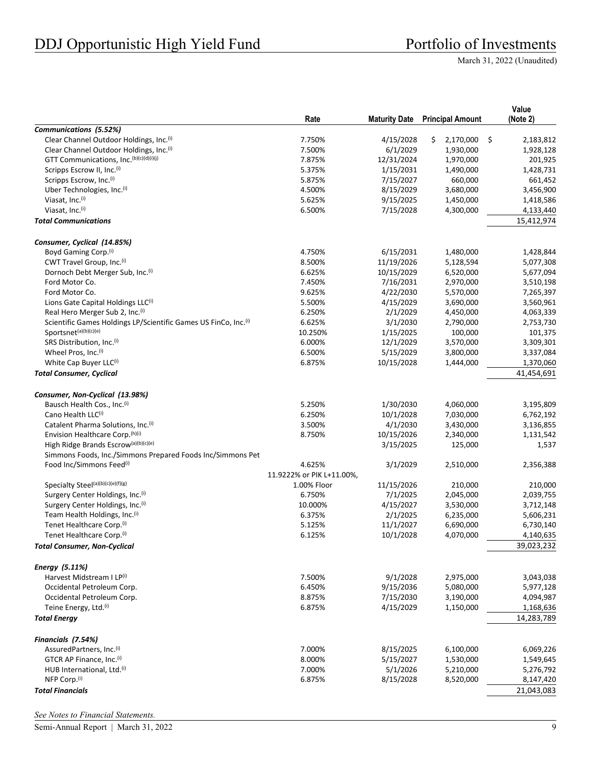| | Rate | Maturity Date | Principal Amount | Value (Note 2) |
|---|---|---|---|---|
| ***Communications (5.52%)*** | | | | |
| Clear Channel Outdoor Holdings, Inc.[(i)] | 7.750% | 4/15/2028 | $ 2,170,000 | $ 2,183,812 |
| Clear Channel Outdoor Holdings, Inc.[(i)] | 7.500% | 6/1/2029 | 1,930,000 | 1,928,128 |
| GTT Communications, Inc.[(b)(c)(d)(i)(j)] | 7.875% | 12/31/2024 | 1,970,000 | 201,925 |
| Scripps Escrow II, Inc.[(i)] | 5.375% | 1/15/2031 | 1,490,000 | 1,428,731 |
| Scripps Escrow, Inc.[(i)] | 5.875% | 7/15/2027 | 660,000 | 661,452 |
| Uber Technologies, Inc.[(i)] | 4.500% | 8/15/2029 | 3,680,000 | 3,456,900 |
| Viasat, Inc.[(i)] | 5.625% | 9/15/2025 | 1,450,000 | 1,418,586 |
| Viasat, Inc.[(i)] | 6.500% | 7/15/2028 | 4,300,000 | 4,133,440 |
| ***Total Communications*** | | | | 15,412,974 |
| | | | | |
| ***Consumer, Cyclical (14.85%)*** | | | | |
| Boyd Gaming Corp.[(i)] | 4.750% | 6/15/2031 | 1,480,000 | 1,428,844 |
| CWT Travel Group, Inc.[(i)] | 8.500% | 11/19/2026 | 5,128,594 | 5,077,308 |
| Dornoch Debt Merger Sub, Inc.[(i)] | 6.625% | 10/15/2029 | 6,520,000 | 5,677,094 |
| Ford Motor Co. | 7.450% | 7/16/2031 | 2,970,000 | 3,510,198 |
| Ford Motor Co. | 9.625% | 4/22/2030 | 5,570,000 | 7,265,397 |
| Lions Gate Capital Holdings LLC[(i)] | 5.500% | 4/15/2029 | 3,690,000 | 3,560,961 |
| Real Hero Merger Sub 2, Inc.[(i)] | 6.250% | 2/1/2029 | 4,450,000 | 4,063,339 |
| Scientific Games Holdings LP/Scientific Games US FinCo, Inc.[(i)] | 6.625% | 3/1/2030 | 2,790,000 | 2,753,730 |
| Sportsnet[(a)(b)(c)(e)] | 10.250% | 1/15/2025 | 100,000 | 101,375 |
| SRS Distribution, Inc.[(i)] | 6.000% | 12/1/2029 | 3,570,000 | 3,309,301 |
| Wheel Pros, Inc.[(i)] | 6.500% | 5/15/2029 | 3,800,000 | 3,337,084 |
| White Cap Buyer LLC[(i)] | 6.875% | 10/15/2028 | 1,444,000 | 1,370,060 |
| ***Total Consumer, Cyclical*** | | | | 41,454,691 |
| | | | | |
| ***Consumer, Non-Cyclical (13.98%)*** | | | | |
| Bausch Health Cos., Inc.[(i)] | 5.250% | 1/30/2030 | 4,060,000 | 3,195,809 |
| Cano Health LLC[(i)] | 6.250% | 10/1/2028 | 7,030,000 | 6,762,192 |
| Catalent Pharma Solutions, Inc.[(i)] | 3.500% | 4/1/2030 | 3,430,000 | 3,136,855 |
| Envision Healthcare Corp.[(h)(i)] | 8.750% | 10/15/2026 | 2,340,000 | 1,131,542 |
| High Ridge Brands Escrow[(a)(b)(c)(e)] | | 3/15/2025 | 125,000 | 1,537 |
| Simmons Foods, Inc./Simmons Prepared Foods Inc/Simmons Pet Food Inc/Simmons Feed[(i)] | 4.625% | 3/1/2029 | 2,510,000 | 2,356,388 |
| Specialty Steel[(a)(b)(c)(e)(f)(g)] | 11.9222% or PIK L+11.00%, 1.00% Floor | 11/15/2026 | 210,000 | 210,000 |
| Surgery Center Holdings, Inc.[(i)] | 6.750% | 7/1/2025 | 2,045,000 | 2,039,755 |
| Surgery Center Holdings, Inc.[(i)] | 10.000% | 4/15/2027 | 3,530,000 | 3,712,148 |
| Team Health Holdings, Inc.[(i)] | 6.375% | 2/1/2025 | 6,235,000 | 5,606,231 |
| Tenet Healthcare Corp.[(i)] | 5.125% | 11/1/2027 | 6,690,000 | 6,730,140 |
| Tenet Healthcare Corp.[(i)] | 6.125% | 10/1/2028 | 4,070,000 | 4,140,635 |
| ***Total Consumer, Non-Cyclical*** | | | | 39,023,232 |
| | | | | |
| ***Energy (5.11%)*** | | | | |
| Harvest Midstream I LP[(i)] | 7.500% | 9/1/2028 | 2,975,000 | 3,043,038 |
| Occidental Petroleum Corp. | 6.450% | 9/15/2036 | 5,080,000 | 5,977,128 |
| Occidental Petroleum Corp. | 8.875% | 7/15/2030 | 3,190,000 | 4,094,987 |
| Teine Energy, Ltd.[(i)] | 6.875% | 4/15/2029 | 1,150,000 | 1,168,636 |
| ***Total Energy*** | | | | 14,283,789 |
| | | | | |
| ***Financials (7.54%)*** | | | | |
| AssuredPartners, Inc.[(i)] | 7.000% | 8/15/2025 | 6,100,000 | 6,069,226 |
| GTCR AP Finance, Inc.[(i)] | 8.000% | 5/15/2027 | 1,530,000 | 1,549,645 |
| HUB International, Ltd.[(i)] | 7.000% | 5/1/2026 | 5,210,000 | 5,276,792 |
| NFP Corp.[(i)] | 6.875% | 8/15/2028 | 8,520,000 | 8,147,420 |
| ***Total Financials*** | | | | 21,043,083 |

*See Notes to Financial Statements.*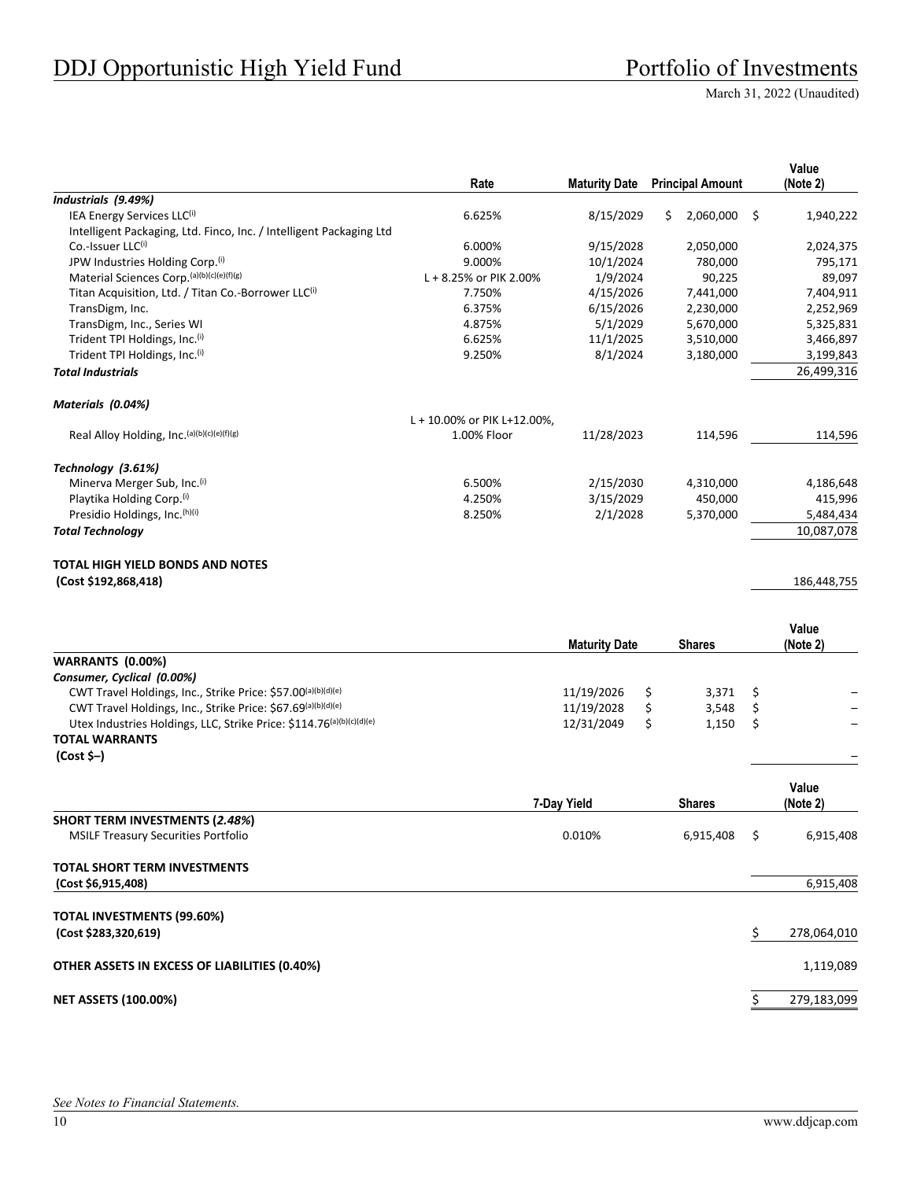| | Rate | Maturity Date | Principal Amount | Value (Note 2) |
|---|---|---|---|---|
| ***Industrials (9.49%)*** | | | | |
| IEA Energy Services LLC[(i)] | 6.625% | 8/15/2029 | $ 2,060,000 | $ 1,940,222 |
| Intelligent Packaging, Ltd. Finco, Inc. / Intelligent Packaging Ltd Co.-Issuer LLC[(i)] | 6.000% | 9/15/2028 | 2,050,000 | 2,024,375 |
| JPW Industries Holding Corp.[(i)] | 9.000% | 10/1/2024 | 780,000 | 795,171 |
| Material Sciences Corp.[(a)(b)(c)(e)(f)(g)] | L + 8.25% or PIK 2.00% | 1/9/2024 | 90,225 | 89,097 |
| Titan Acquisition, Ltd. / Titan Co.-Borrower LLC[(i)] | 7.750% | 4/15/2026 | 7,441,000 | 7,404,911 |
| TransDigm, Inc. | 6.375% | 6/15/2026 | 2,230,000 | 2,252,969 |
| TransDigm, Inc., Series WI | 4.875% | 5/1/2029 | 5,670,000 | 5,325,831 |
| Trident TPI Holdings, Inc.[(i)] | 6.625% | 11/1/2025 | 3,510,000 | 3,466,897 |
| Trident TPI Holdings, Inc.[(i)] | 9.250% | 8/1/2024 | 3,180,000 | 3,199,843 |
| ***Total Industrials*** | | | | 26,499,316 |
| | | | | |
| ***Materials (0.04%)*** | | | | |
| Real Alloy Holding, Inc.[(a)(b)(c)(e)(f)(g)] | L + 10.00% or PIK L+12.00%, 1.00% Floor | 11/28/2023 | 114,596 | 114,596 |
| | | | | |
| ***Technology (3.61%)*** | | | | |
| Minerva Merger Sub, Inc.[(i)] | 6.500% | 2/15/2030 | 4,310,000 | 4,186,648 |
| Playtika Holding Corp.[(i)] | 4.250% | 3/15/2029 | 450,000 | 415,996 |
| Presidio Holdings, Inc.[(h)(i)] | 8.250% | 2/1/2028 | 5,370,000 | 5,484,434 |
| ***Total Technology*** | | | | 10,087,078 |
| | | | | |
| **TOTAL HIGH YIELD BONDS AND NOTES (Cost $192,868,418)** | | | | 186,448,755 |

| | Maturity Date | Shares | Value (Note 2) |
|---|---|---|---|
| **WARRANTS (0.00%)** | | | |
| ***Consumer, Cyclical (0.00%)*** | | | |
| CWT Travel Holdings, Inc., Strike Price: $57.00[(a)(b)(d)(e)] | 11/19/2026 | $ 3,371 | $ – |
| CWT Travel Holdings, Inc., Strike Price: $67.69[(a)(b)(d)(e)] | 11/19/2028 | $ 3,548 | $ – |
| Utex Industries Holdings, LLC, Strike Price: $114.76[(a)(b)(c)(d)(e)] | 12/31/2049 | $ 1,150 | $ – |
| **TOTAL WARRANTS (Cost $–)** | | | – |

| | 7-Day Yield | Shares | Value (Note 2) |
|---|---|---|---|
| **SHORT TERM INVESTMENTS (*2.48%*)** | | | |
| MSILF Treasury Securities Portfolio | 0.010% | 6,915,408 | $ 6,915,408 |
| | | | |
| **TOTAL SHORT TERM INVESTMENTS (Cost $6,915,408)** | | | 6,915,408 |
| | | | |
| **TOTAL INVESTMENTS (99.60%) (Cost $283,320,619)** | | | $ 278,064,010 |
| | | | |
| **OTHER ASSETS IN EXCESS OF LIABILITIES (0.40%)** | | | 1,119,089 |
| | | | |
| **NET ASSETS (100.00%)** | | | $ 279,183,099 |

*See Notes to Financial Statements.*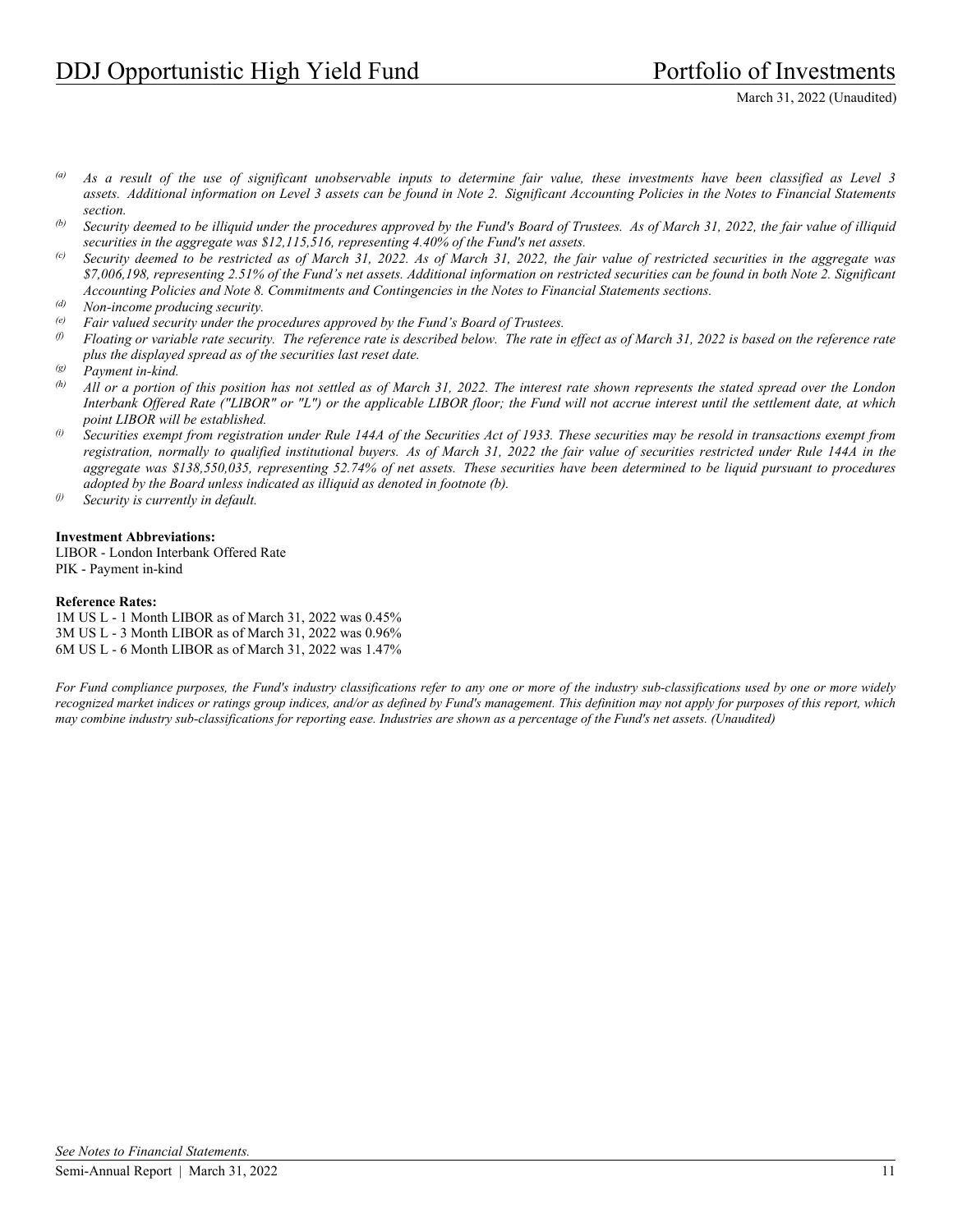(a) *As a result of the use of significant unobservable inputs to determine fair value, these investments have been classified as Level 3 assets. Additional information on Level 3 assets can be found in Note 2. Significant Accounting Policies in the Notes to Financial Statements section.*

(b) *Security deemed to be illiquid under the procedures approved by the Fund's Board of Trustees. As of March 31, 2022, the fair value of illiquid securities in the aggregate was $12,115,516, representing 4.40% of the Fund's net assets.*

(c) *Security deemed to be restricted as of March 31, 2022. As of March 31, 2022, the fair value of restricted securities in the aggregate was $7,006,198, representing 2.51% of the Fund's net assets. Additional information on restricted securities can be found in both Note 2. Significant Accounting Policies and Note 8. Commitments and Contingencies in the Notes to Financial Statements sections.*

(d) *Non-income producing security.*

(e) *Fair valued security under the procedures approved by the Fund's Board of Trustees.*

(f) *Floating or variable rate security. The reference rate is described below. The rate in effect as of March 31, 2022 is based on the reference rate plus the displayed spread as of the securities last reset date.*

(g) *Payment in-kind.*

(h) *All or a portion of this position has not settled as of March 31, 2022. The interest rate shown represents the stated spread over the London Interbank Offered Rate ("LIBOR" or "L") or the applicable LIBOR floor; the Fund will not accrue interest until the settlement date, at which point LIBOR will be established.*

(i) *Securities exempt from registration under Rule 144A of the Securities Act of 1933. These securities may be resold in transactions exempt from registration, normally to qualified institutional buyers. As of March 31, 2022 the fair value of securities restricted under Rule 144A in the aggregate was $138,550,035, representing 52.74% of net assets. These securities have been determined to be liquid pursuant to procedures adopted by the Board unless indicated as illiquid as denoted in footnote (b).*

(j) *Security is currently in default.*

**Investment Abbreviations:**
LIBOR - London Interbank Offered Rate
PIK - Payment in-kind

**Reference Rates:**
1M US L - 1 Month LIBOR as of March 31, 2022 was 0.45%
3M US L - 3 Month LIBOR as of March 31, 2022 was 0.96%
6M US L - 6 Month LIBOR as of March 31, 2022 was 1.47%

*For Fund compliance purposes, the Fund's industry classifications refer to any one or more of the industry sub-classifications used by one or more widely recognized market indices or ratings group indices, and/or as defined by Fund's management. This definition may not apply for purposes of this report, which may combine industry sub-classifications for reporting ease. Industries are shown as a percentage of the Fund's net assets. (Unaudited)*

*See Notes to Financial Statements.*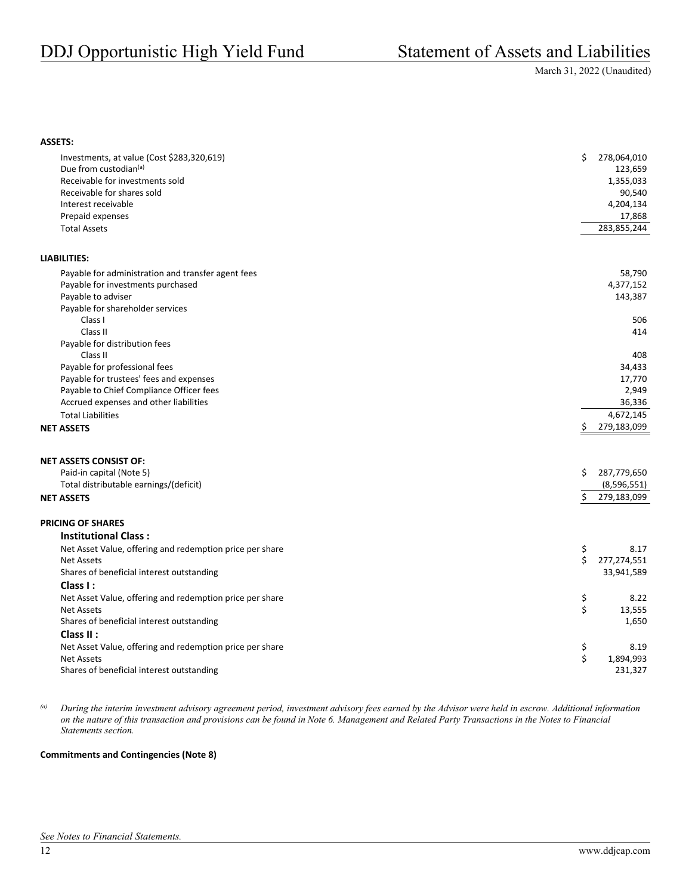# DDJ Opportunistic High Yield Fund

## Statement of Assets and Liabilities

March 31, 2022 (Unaudited)

| | |
|---|---|
| **ASSETS:** | |
| Investments, at value (Cost $283,320,619) | $ 278,064,010 |
| Due from custodian[(a)] | 123,659 |
| Receivable for investments sold | 1,355,033 |
| Receivable for shares sold | 90,540 |
| Interest receivable | 4,204,134 |
| Prepaid expenses | 17,868 |
| Total Assets | 283,855,244 |
| | |
| **LIABILITIES:** | |
| Payable for administration and transfer agent fees | 58,790 |
| Payable for investments purchased | 4,377,152 |
| Payable to adviser | 143,387 |
| Payable for shareholder services | |
| Class I | 506 |
| Class II | 414 |
| Payable for distribution fees | |
| Class II | 408 |
| Payable for professional fees | 34,433 |
| Payable for trustees' fees and expenses | 17,770 |
| Payable to Chief Compliance Officer fees | 2,949 |
| Accrued expenses and other liabilities | 36,336 |
| Total Liabilities | 4,672,145 |
| **NET ASSETS** | $ 279,183,099 |
| | |
| **NET ASSETS CONSIST OF:** | |
| Paid-in capital (Note 5) | $ 287,779,650 |
| Total distributable earnings/(deficit) | (8,596,551) |
| **NET ASSETS** | $ 279,183,099 |
| | |
| **PRICING OF SHARES** | |
| **Institutional Class :** | |
| Net Asset Value, offering and redemption price per share | $ 8.17 |
| Net Assets | $ 277,274,551 |
| Shares of beneficial interest outstanding | 33,941,589 |
| **Class I :** | |
| Net Asset Value, offering and redemption price per share | $ 8.22 |
| Net Assets | $ 13,555 |
| Shares of beneficial interest outstanding | 1,650 |
| **Class II :** | |
| Net Asset Value, offering and redemption price per share | $ 8.19 |
| Net Assets | $ 1,894,993 |
| Shares of beneficial interest outstanding | 231,327 |

[(a)] *During the interim investment advisory agreement period, investment advisory fees earned by the Advisor were held in escrow. Additional information on the nature of this transaction and provisions can be found in Note 6. Management and Related Party Transactions in the Notes to Financial Statements section.*

**Commitments and Contingencies (Note 8)**

*See Notes to Financial Statements.*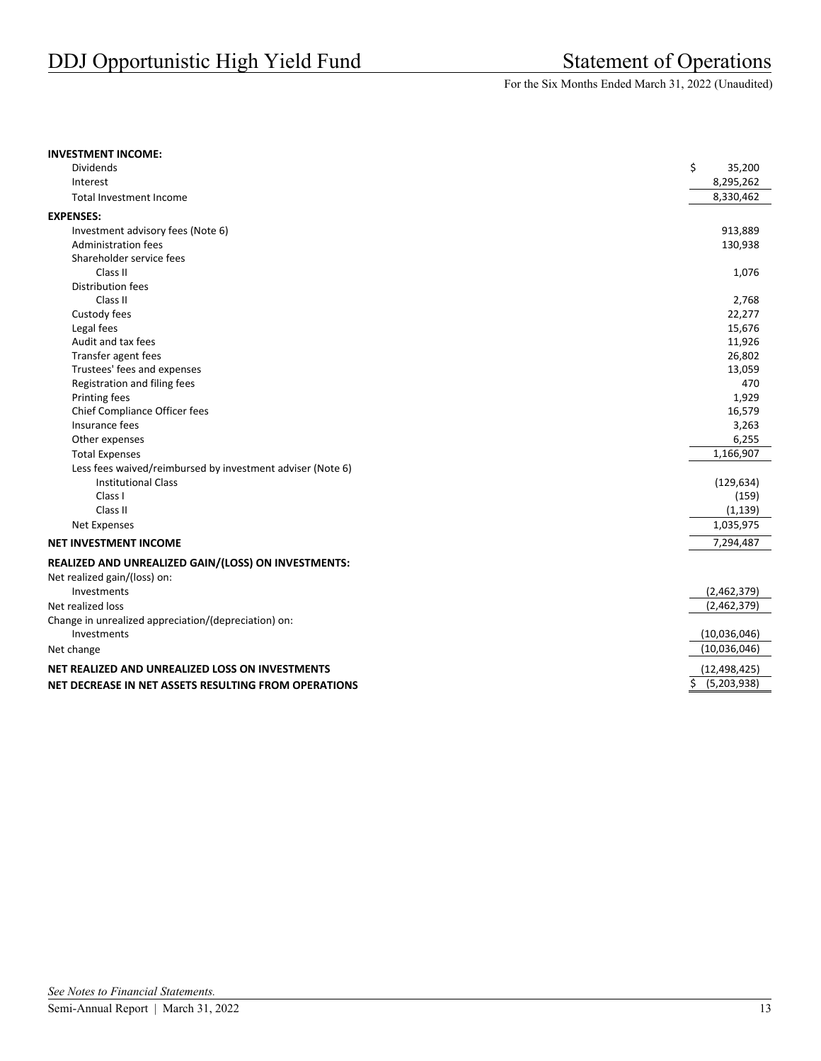# DDJ Opportunistic High Yield Fund

## Statement of Operations

For the Six Months Ended March 31, 2022 (Unaudited)

| | |
|---|---|
| **INVESTMENT INCOME:** | |
| Dividends | $ 35,200 |
| Interest | 8,295,262 |
| Total Investment Income | 8,330,462 |
| **EXPENSES:** | |
| Investment advisory fees (Note 6) | 913,889 |
| Administration fees | 130,938 |
| Shareholder service fees | |
| Class II | 1,076 |
| Distribution fees | |
| Class II | 2,768 |
| Custody fees | 22,277 |
| Legal fees | 15,676 |
| Audit and tax fees | 11,926 |
| Transfer agent fees | 26,802 |
| Trustees' fees and expenses | 13,059 |
| Registration and filing fees | 470 |
| Printing fees | 1,929 |
| Chief Compliance Officer fees | 16,579 |
| Insurance fees | 3,263 |
| Other expenses | 6,255 |
| Total Expenses | 1,166,907 |
| Less fees waived/reimbursed by investment adviser (Note 6) | |
| Institutional Class | (129,634) |
| Class I | (159) |
| Class II | (1,139) |
| Net Expenses | 1,035,975 |
| **NET INVESTMENT INCOME** | 7,294,487 |
| **REALIZED AND UNREALIZED GAIN/(LOSS) ON INVESTMENTS:** | |
| Net realized gain/(loss) on: | |
| Investments | (2,462,379) |
| Net realized loss | (2,462,379) |
| Change in unrealized appreciation/(depreciation) on: | |
| Investments | (10,036,046) |
| Net change | (10,036,046) |
| **NET REALIZED AND UNREALIZED LOSS ON INVESTMENTS** | (12,498,425) |
| **NET DECREASE IN NET ASSETS RESULTING FROM OPERATIONS** | $ (5,203,938) |

*See Notes to Financial Statements.*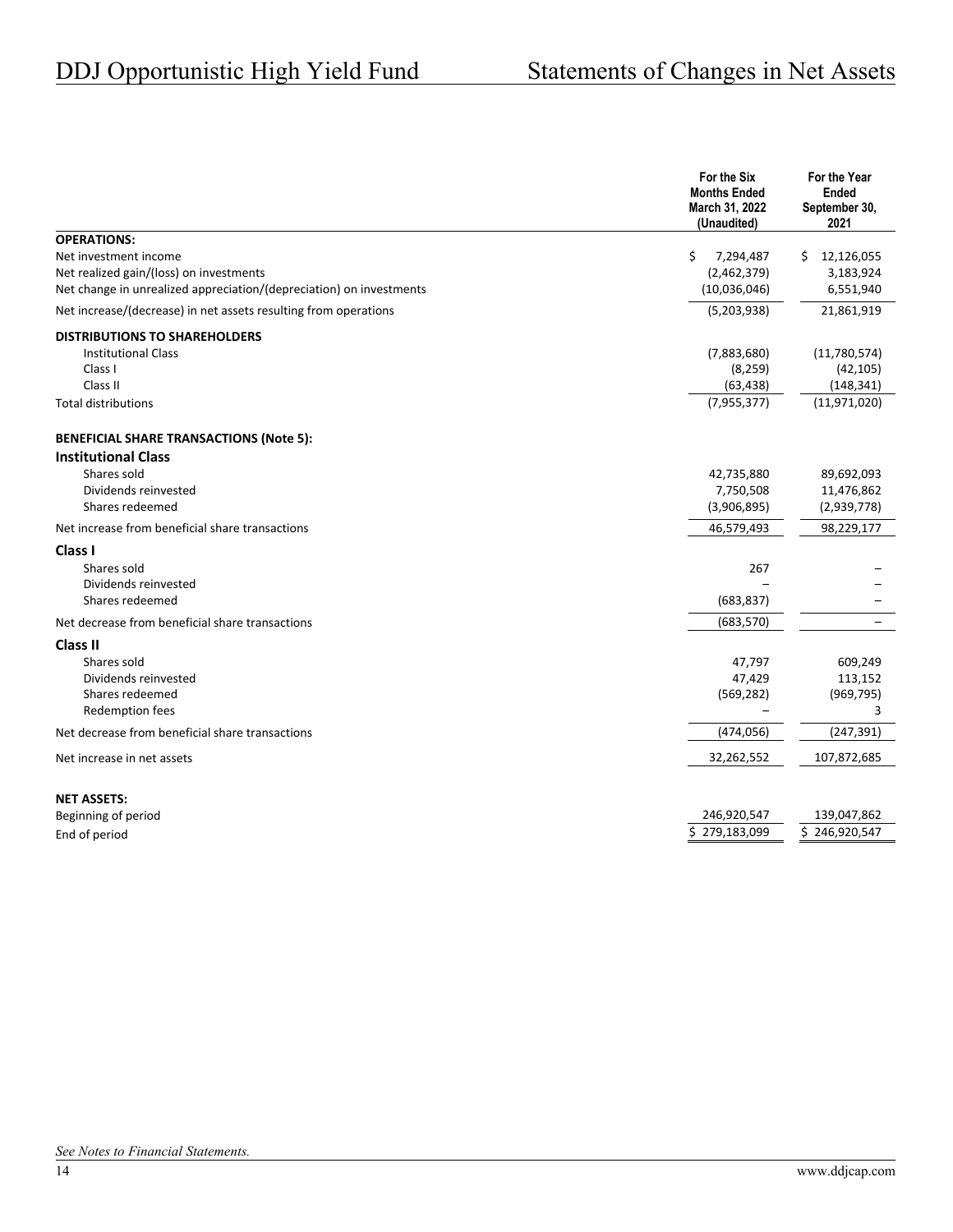# DDJ Opportunistic High Yield Fund

# Statements of Changes in Net Assets

| | For the Six Months Ended March 31, 2022 (Unaudited) | For the Year Ended September 30, 2021 |
|---|---|---|
| **OPERATIONS:** | | |
| Net investment income | $ 7,294,487 | $ 12,126,055 |
| Net realized gain/(loss) on investments | (2,462,379) | 3,183,924 |
| Net change in unrealized appreciation/(depreciation) on investments | (10,036,046) | 6,551,940 |
| Net increase/(decrease) in net assets resulting from operations | (5,203,938) | 21,861,919 |
| **DISTRIBUTIONS TO SHAREHOLDERS** | | |
| Institutional Class | (7,883,680) | (11,780,574) |
| Class I | (8,259) | (42,105) |
| Class II | (63,438) | (148,341) |
| Total distributions | (7,955,377) | (11,971,020) |
| **BENEFICIAL SHARE TRANSACTIONS (Note 5):** | | |
| **Institutional Class** | | |
| Shares sold | 42,735,880 | 89,692,093 |
| Dividends reinvested | 7,750,508 | 11,476,862 |
| Shares redeemed | (3,906,895) | (2,939,778) |
| Net increase from beneficial share transactions | 46,579,493 | 98,229,177 |
| **Class I** | | |
| Shares sold | 267 | – |
| Dividends reinvested | – | – |
| Shares redeemed | (683,837) | – |
| Net decrease from beneficial share transactions | (683,570) | – |
| **Class II** | | |
| Shares sold | 47,797 | 609,249 |
| Dividends reinvested | 47,429 | 113,152 |
| Shares redeemed | (569,282) | (969,795) |
| Redemption fees | – | 3 |
| Net decrease from beneficial share transactions | (474,056) | (247,391) |
| Net increase in net assets | 32,262,552 | 107,872,685 |
| **NET ASSETS:** | | |
| Beginning of period | 246,920,547 | 139,047,862 |
| End of period | $ 279,183,099 | $ 246,920,547 |

*See Notes to Financial Statements.*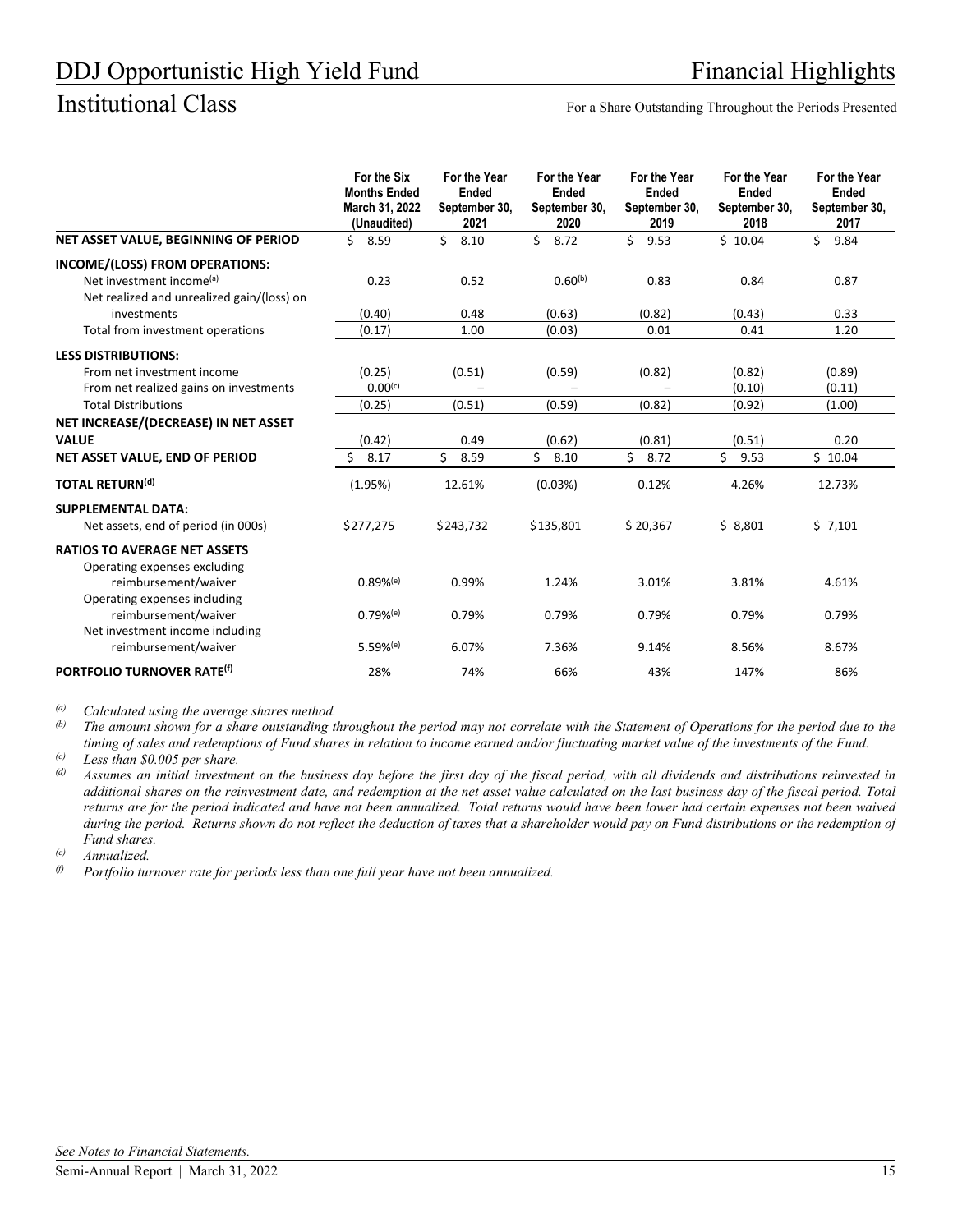# DDJ Opportunistic High Yield Fund

## Financial Highlights

## Institutional Class

For a Share Outstanding Throughout the Periods Presented

| | For the Six Months Ended March 31, 2022 (Unaudited) | For the Year Ended September 30, 2021 | For the Year Ended September 30, 2020 | For the Year Ended September 30, 2019 | For the Year Ended September 30, 2018 | For the Year Ended September 30, 2017 |
|---|---|---|---|---|---|---|
| **NET ASSET VALUE, BEGINNING OF PERIOD** | $ 8.59 | $ 8.10 | $ 8.72 | $ 9.53 | $ 10.04 | $ 9.84 |
| **INCOME/(LOSS) FROM OPERATIONS:** | | | | | | |
| Net investment income[(a)] | 0.23 | 0.52 | 0.60[(b)] | 0.83 | 0.84 | 0.87 |
| Net realized and unrealized gain/(loss) on investments | (0.40) | 0.48 | (0.63) | (0.82) | (0.43) | 0.33 |
| Total from investment operations | (0.17) | 1.00 | (0.03) | 0.01 | 0.41 | 1.20 |
| **LESS DISTRIBUTIONS:** | | | | | | |
| From net investment income | (0.25) | (0.51) | (0.59) | (0.82) | (0.82) | (0.89) |
| From net realized gains on investments | 0.00[(c)] | – | – | – | (0.10) | (0.11) |
| Total Distributions | (0.25) | (0.51) | (0.59) | (0.82) | (0.92) | (1.00) |
| **NET INCREASE/(DECREASE) IN NET ASSET VALUE** | (0.42) | 0.49 | (0.62) | (0.81) | (0.51) | 0.20 |
| **NET ASSET VALUE, END OF PERIOD** | $ 8.17 | $ 8.59 | $ 8.10 | $ 8.72 | $ 9.53 | $ 10.04 |
| **TOTAL RETURN[(d)]** | (1.95%) | 12.61% | (0.03%) | 0.12% | 4.26% | 12.73% |
| **SUPPLEMENTAL DATA:** | | | | | | |
| Net assets, end of period (in 000s) | $277,275 | $243,732 | $135,801 | $ 20,367 | $ 8,801 | $ 7,101 |
| **RATIOS TO AVERAGE NET ASSETS** | | | | | | |
| Operating expenses excluding reimbursement/waiver | 0.89%[(e)] | 0.99% | 1.24% | 3.01% | 3.81% | 4.61% |
| Operating expenses including reimbursement/waiver | 0.79%[(e)] | 0.79% | 0.79% | 0.79% | 0.79% | 0.79% |
| Net investment income including reimbursement/waiver | 5.59%[(e)] | 6.07% | 7.36% | 9.14% | 8.56% | 8.67% |
| **PORTFOLIO TURNOVER RATE[(f)]** | 28% | 74% | 66% | 43% | 147% | 86% |

(a) *Calculated using the average shares method.*

(b) *The amount shown for a share outstanding throughout the period may not correlate with the Statement of Operations for the period due to the timing of sales and redemptions of Fund shares in relation to income earned and/or fluctuating market value of the investments of the Fund.*

(c) *Less than $0.005 per share.*

(d) *Assumes an initial investment on the business day before the first day of the fiscal period, with all dividends and distributions reinvested in additional shares on the reinvestment date, and redemption at the net asset value calculated on the last business day of the fiscal period. Total returns are for the period indicated and have not been annualized. Total returns would have been lower had certain expenses not been waived during the period. Returns shown do not reflect the deduction of taxes that a shareholder would pay on Fund distributions or the redemption of Fund shares.*

(e) *Annualized.*

(f) *Portfolio turnover rate for periods less than one full year have not been annualized.*

*See Notes to Financial Statements.*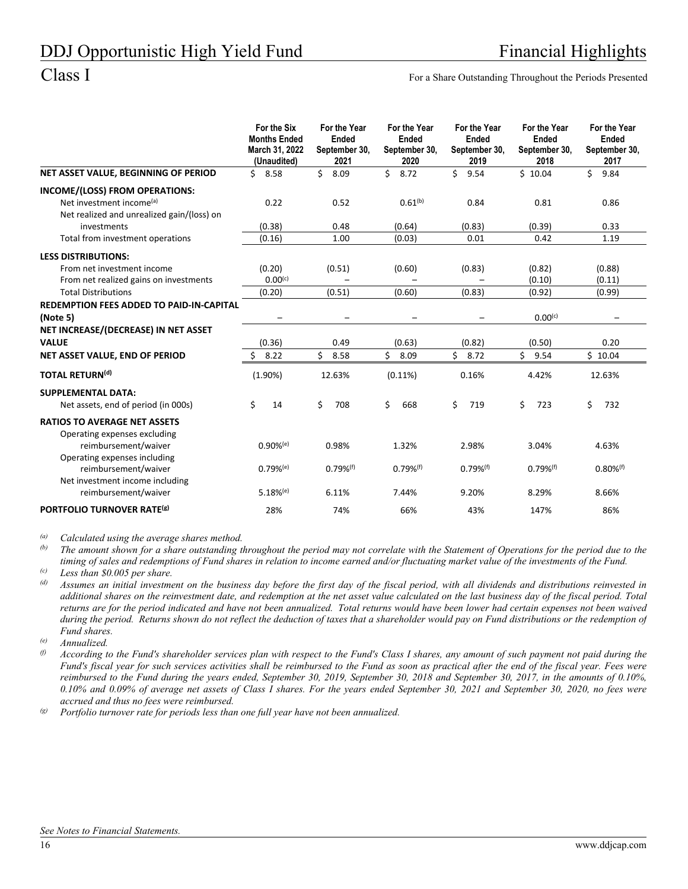# DDJ Opportunistic High Yield Fund

# Financial Highlights

## Class I

For a Share Outstanding Throughout the Periods Presented

| | For the Six Months Ended March 31, 2022 (Unaudited) | For the Year Ended September 30, 2021 | For the Year Ended September 30, 2020 | For the Year Ended September 30, 2019 | For the Year Ended September 30, 2018 | For the Year Ended September 30, 2017 |
|---|---|---|---|---|---|---|
| **NET ASSET VALUE, BEGINNING OF PERIOD** | $ 8.58 | $ 8.09 | $ 8.72 | $ 9.54 | $ 10.04 | $ 9.84 |
| **INCOME/(LOSS) FROM OPERATIONS:** | | | | | | |
| Net investment income[(a)] | 0.22 | 0.52 | 0.61[(b)] | 0.84 | 0.81 | 0.86 |
| Net realized and unrealized gain/(loss) on investments | (0.38) | 0.48 | (0.64) | (0.83) | (0.39) | 0.33 |
| Total from investment operations | (0.16) | 1.00 | (0.03) | 0.01 | 0.42 | 1.19 |
| **LESS DISTRIBUTIONS:** | | | | | | |
| From net investment income | (0.20) | (0.51) | (0.60) | (0.83) | (0.82) | (0.88) |
| From net realized gains on investments | 0.00[(c)] | – | – | – | (0.10) | (0.11) |
| Total Distributions | (0.20) | (0.51) | (0.60) | (0.83) | (0.92) | (0.99) |
| **REDEMPTION FEES ADDED TO PAID-IN-CAPITAL (Note 5)** | – | – | – | – | 0.00[(c)] | – |
| **NET INCREASE/(DECREASE) IN NET ASSET VALUE** | (0.36) | 0.49 | (0.63) | (0.82) | (0.50) | 0.20 |
| **NET ASSET VALUE, END OF PERIOD** | $ 8.22 | $ 8.58 | $ 8.09 | $ 8.72 | $ 9.54 | $ 10.04 |
| **TOTAL RETURN[(d)]** | (1.90%) | 12.63% | (0.11%) | 0.16% | 4.42% | 12.63% |
| **SUPPLEMENTAL DATA:** | | | | | | |
| Net assets, end of period (in 000s) | $ 14 | $ 708 | $ 668 | $ 719 | $ 723 | $ 732 |
| **RATIOS TO AVERAGE NET ASSETS** | | | | | | |
| Operating expenses excluding reimbursement/waiver | 0.90%[(e)] | 0.98% | 1.32% | 2.98% | 3.04% | 4.63% |
| Operating expenses including reimbursement/waiver | 0.79%[(e)] | 0.79%[(f)] | 0.79%[(f)] | 0.79%[(f)] | 0.79%[(f)] | 0.80%[(f)] |
| Net investment income including reimbursement/waiver | 5.18%[(e)] | 6.11% | 7.44% | 9.20% | 8.29% | 8.66% |
| **PORTFOLIO TURNOVER RATE[(g)]** | 28% | 74% | 66% | 43% | 147% | 86% |

*(a) Calculated using the average shares method.*

*(b) The amount shown for a share outstanding throughout the period may not correlate with the Statement of Operations for the period due to the timing of sales and redemptions of Fund shares in relation to income earned and/or fluctuating market value of the investments of the Fund.*

*(c) Less than $0.005 per share.*

*(d) Assumes an initial investment on the business day before the first day of the fiscal period, with all dividends and distributions reinvested in additional shares on the reinvestment date, and redemption at the net asset value calculated on the last business day of the fiscal period. Total returns are for the period indicated and have not been annualized. Total returns would have been lower had certain expenses not been waived during the period. Returns shown do not reflect the deduction of taxes that a shareholder would pay on Fund distributions or the redemption of Fund shares.*

*(e) Annualized.*

*(f) According to the Fund's shareholder services plan with respect to the Fund's Class I shares, any amount of such payment not paid during the Fund's fiscal year for such services activities shall be reimbursed to the Fund as soon as practical after the end of the fiscal year. Fees were reimbursed to the Fund during the years ended, September 30, 2019, September 30, 2018 and September 30, 2017, in the amounts of 0.10%, 0.10% and 0.09% of average net assets of Class I shares. For the years ended September 30, 2021 and September 30, 2020, no fees were accrued and thus no fees were reimbursed.*

*(g) Portfolio turnover rate for periods less than one full year have not been annualized.*

*See Notes to Financial Statements.*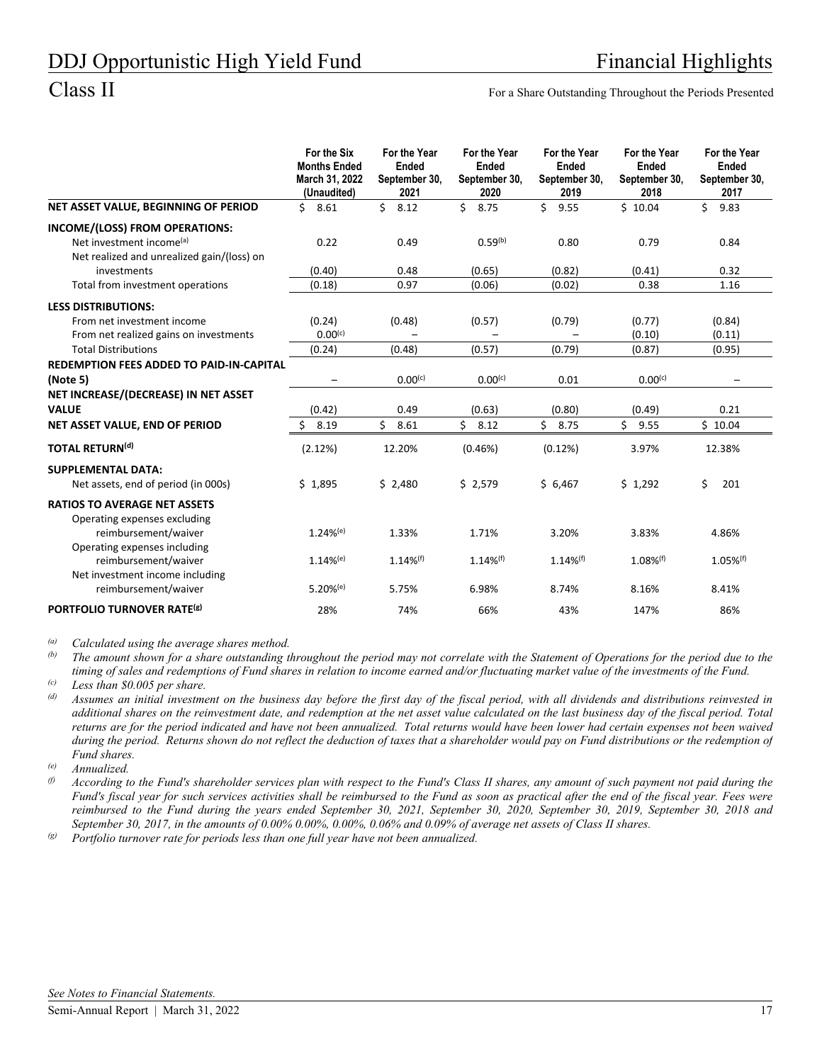# DDJ Opportunistic High Yield Fund

## Financial Highlights

## Class II

For a Share Outstanding Throughout the Periods Presented

| | For the Six Months Ended March 31, 2022 (Unaudited) | For the Year Ended September 30, 2021 | For the Year Ended September 30, 2020 | For the Year Ended September 30, 2019 | For the Year Ended September 30, 2018 | For the Year Ended September 30, 2017 |
|---|---|---|---|---|---|---|
| **NET ASSET VALUE, BEGINNING OF PERIOD** | $ 8.61 | $ 8.12 | $ 8.75 | $ 9.55 | $ 10.04 | $ 9.83 |
| **INCOME/(LOSS) FROM OPERATIONS:** | | | | | | |
| Net investment income[(a)] | 0.22 | 0.49 | 0.59[(b)] | 0.80 | 0.79 | 0.84 |
| Net realized and unrealized gain/(loss) on investments | (0.40) | 0.48 | (0.65) | (0.82) | (0.41) | 0.32 |
| Total from investment operations | (0.18) | 0.97 | (0.06) | (0.02) | 0.38 | 1.16 |
| **LESS DISTRIBUTIONS:** | | | | | | |
| From net investment income | (0.24) | (0.48) | (0.57) | (0.79) | (0.77) | (0.84) |
| From net realized gains on investments | 0.00[(c)] | – | – | – | (0.10) | (0.11) |
| Total Distributions | (0.24) | (0.48) | (0.57) | (0.79) | (0.87) | (0.95) |
| **REDEMPTION FEES ADDED TO PAID-IN-CAPITAL (Note 5)** | – | 0.00[(c)] | 0.00[(c)] | 0.01 | 0.00[(c)] | – |
| **NET INCREASE/(DECREASE) IN NET ASSET VALUE** | (0.42) | 0.49 | (0.63) | (0.80) | (0.49) | 0.21 |
| **NET ASSET VALUE, END OF PERIOD** | $ 8.19 | $ 8.61 | $ 8.12 | $ 8.75 | $ 9.55 | $ 10.04 |
| **TOTAL RETURN[(d)]** | (2.12%) | 12.20% | (0.46%) | (0.12%) | 3.97% | 12.38% |
| **SUPPLEMENTAL DATA:** | | | | | | |
| Net assets, end of period (in 000s) | $ 1,895 | $ 2,480 | $ 2,579 | $ 6,467 | $ 1,292 | $ 201 |
| **RATIOS TO AVERAGE NET ASSETS** | | | | | | |
| Operating expenses excluding reimbursement/waiver | 1.24%[(e)] | 1.33% | 1.71% | 3.20% | 3.83% | 4.86% |
| Operating expenses including reimbursement/waiver | 1.14%[(e)] | 1.14%[(f)] | 1.14%[(f)] | 1.14%[(f)] | 1.08%[(f)] | 1.05%[(f)] |
| Net investment income including reimbursement/waiver | 5.20%[(e)] | 5.75% | 6.98% | 8.74% | 8.16% | 8.41% |
| **PORTFOLIO TURNOVER RATE[(g)]** | 28% | 74% | 66% | 43% | 147% | 86% |

*(a) Calculated using the average shares method.*

*(b) The amount shown for a share outstanding throughout the period may not correlate with the Statement of Operations for the period due to the timing of sales and redemptions of Fund shares in relation to income earned and/or fluctuating market value of the investments of the Fund.*

*(c) Less than $0.005 per share.*

*(d) Assumes an initial investment on the business day before the first day of the fiscal period, with all dividends and distributions reinvested in additional shares on the reinvestment date, and redemption at the net asset value calculated on the last business day of the fiscal period. Total returns are for the period indicated and have not been annualized. Total returns would have been lower had certain expenses not been waived during the period. Returns shown do not reflect the deduction of taxes that a shareholder would pay on Fund distributions or the redemption of Fund shares.*

*(e) Annualized.*

*(f) According to the Fund's shareholder services plan with respect to the Fund's Class II shares, any amount of such payment not paid during the Fund's fiscal year for such services activities shall be reimbursed to the Fund as soon as practical after the end of the fiscal year. Fees were reimbursed to the Fund during the years ended September 30, 2021, September 30, 2020, September 30, 2019, September 30, 2018 and September 30, 2017, in the amounts of 0.00% 0.00%, 0.00%, 0.06% and 0.09% of average net assets of Class II shares.*

*(g) Portfolio turnover rate for periods less than one full year have not been annualized.*

*See Notes to Financial Statements.*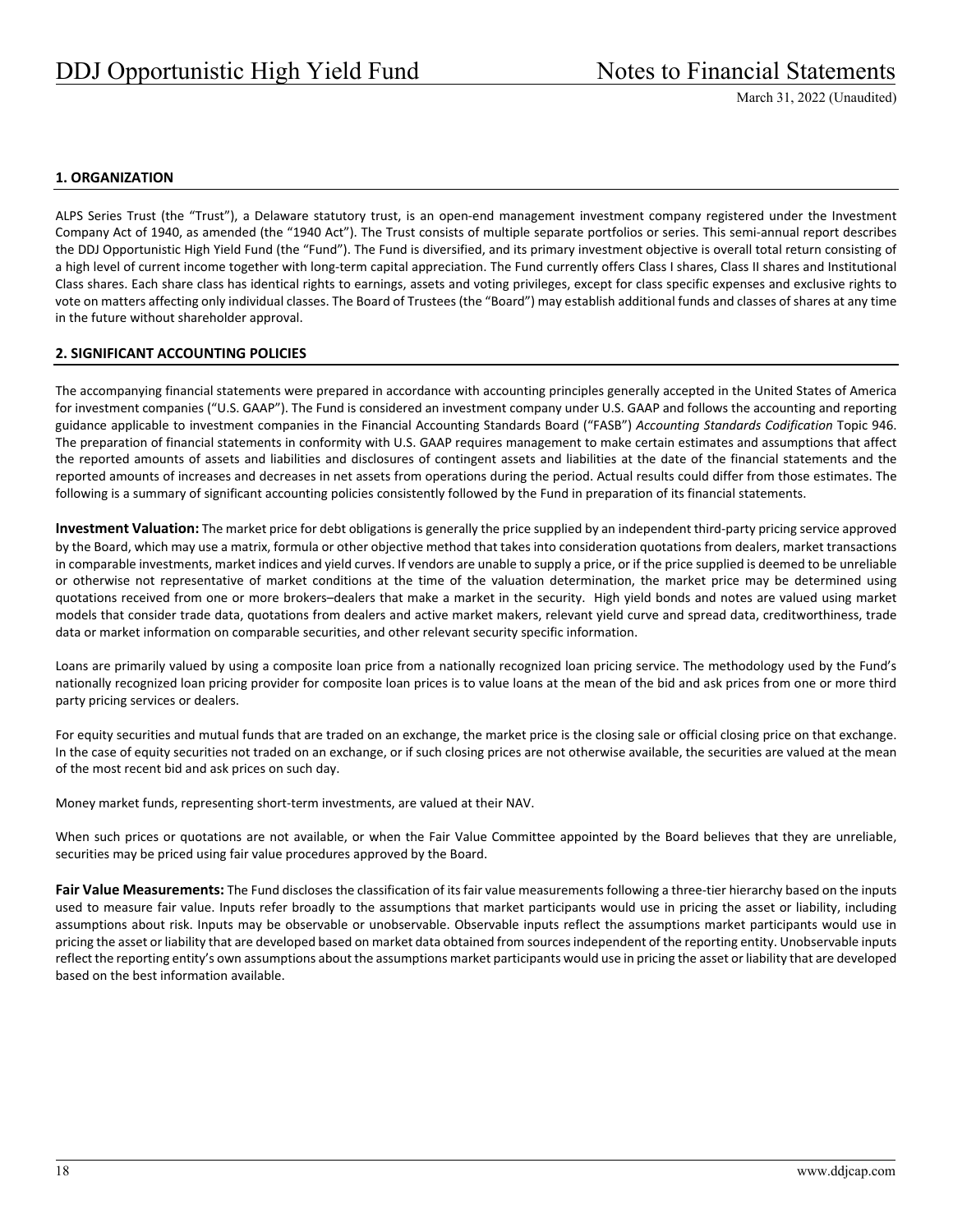## 1. ORGANIZATION

ALPS Series Trust (the "Trust"), a Delaware statutory trust, is an open-end management investment company registered under the Investment Company Act of 1940, as amended (the "1940 Act"). The Trust consists of multiple separate portfolios or series. This semi-annual report describes the DDJ Opportunistic High Yield Fund (the "Fund"). The Fund is diversified, and its primary investment objective is overall total return consisting of a high level of current income together with long-term capital appreciation. The Fund currently offers Class I shares, Class II shares and Institutional Class shares. Each share class has identical rights to earnings, assets and voting privileges, except for class specific expenses and exclusive rights to vote on matters affecting only individual classes. The Board of Trustees (the "Board") may establish additional funds and classes of shares at any time in the future without shareholder approval.

## 2. SIGNIFICANT ACCOUNTING POLICIES

The accompanying financial statements were prepared in accordance with accounting principles generally accepted in the United States of America for investment companies ("U.S. GAAP"). The Fund is considered an investment company under U.S. GAAP and follows the accounting and reporting guidance applicable to investment companies in the Financial Accounting Standards Board ("FASB") *Accounting Standards Codification* Topic 946. The preparation of financial statements in conformity with U.S. GAAP requires management to make certain estimates and assumptions that affect the reported amounts of assets and liabilities and disclosures of contingent assets and liabilities at the date of the financial statements and the reported amounts of increases and decreases in net assets from operations during the period. Actual results could differ from those estimates. The following is a summary of significant accounting policies consistently followed by the Fund in preparation of its financial statements.

**Investment Valuation:** The market price for debt obligations is generally the price supplied by an independent third-party pricing service approved by the Board, which may use a matrix, formula or other objective method that takes into consideration quotations from dealers, market transactions in comparable investments, market indices and yield curves. If vendors are unable to supply a price, or if the price supplied is deemed to be unreliable or otherwise not representative of market conditions at the time of the valuation determination, the market price may be determined using quotations received from one or more brokers–dealers that make a market in the security. High yield bonds and notes are valued using market models that consider trade data, quotations from dealers and active market makers, relevant yield curve and spread data, creditworthiness, trade data or market information on comparable securities, and other relevant security specific information.

Loans are primarily valued by using a composite loan price from a nationally recognized loan pricing service. The methodology used by the Fund's nationally recognized loan pricing provider for composite loan prices is to value loans at the mean of the bid and ask prices from one or more third party pricing services or dealers.

For equity securities and mutual funds that are traded on an exchange, the market price is the closing sale or official closing price on that exchange. In the case of equity securities not traded on an exchange, or if such closing prices are not otherwise available, the securities are valued at the mean of the most recent bid and ask prices on such day.

Money market funds, representing short-term investments, are valued at their NAV.

When such prices or quotations are not available, or when the Fair Value Committee appointed by the Board believes that they are unreliable, securities may be priced using fair value procedures approved by the Board.

**Fair Value Measurements:** The Fund discloses the classification of its fair value measurements following a three-tier hierarchy based on the inputs used to measure fair value. Inputs refer broadly to the assumptions that market participants would use in pricing the asset or liability, including assumptions about risk. Inputs may be observable or unobservable. Observable inputs reflect the assumptions market participants would use in pricing the asset or liability that are developed based on market data obtained from sources independent of the reporting entity. Unobservable inputs reflect the reporting entity's own assumptions about the assumptions market participants would use in pricing the asset or liability that are developed based on the best information available.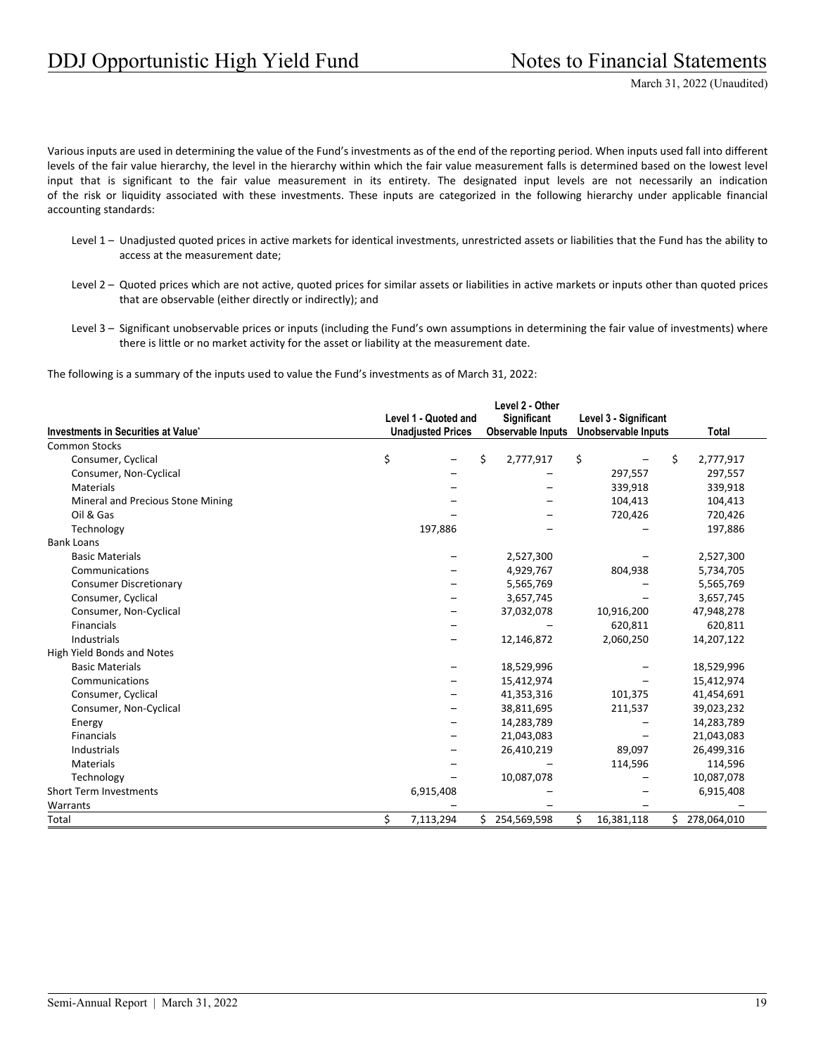Various inputs are used in determining the value of the Fund's investments as of the end of the reporting period. When inputs used fall into different levels of the fair value hierarchy, the level in the hierarchy within which the fair value measurement falls is determined based on the lowest level input that is significant to the fair value measurement in its entirety. The designated input levels are not necessarily an indication of the risk or liquidity associated with these investments. These inputs are categorized in the following hierarchy under applicable financial accounting standards:

- Level 1 – Unadjusted quoted prices in active markets for identical investments, unrestricted assets or liabilities that the Fund has the ability to access at the measurement date;
- Level 2 – Quoted prices which are not active, quoted prices for similar assets or liabilities in active markets or inputs other than quoted prices that are observable (either directly or indirectly); and
- Level 3 – Significant unobservable prices or inputs (including the Fund's own assumptions in determining the fair value of investments) where there is little or no market activity for the asset or liability at the measurement date.

The following is a summary of the inputs used to value the Fund's investments as of March 31, 2022:

| Investments in Securities at Value* | Level 1 - Quoted and Unadjusted Prices | Level 2 - Other Significant Observable Inputs | Level 3 - Significant Unobservable Inputs | Total |
|---|---|---|---|---|
| Common Stocks | | | | |
| Consumer, Cyclical | $ – | $ 2,777,917 | $ – | $ 2,777,917 |
| Consumer, Non-Cyclical | – | – | 297,557 | 297,557 |
| Materials | – | – | 339,918 | 339,918 |
| Mineral and Precious Stone Mining | – | – | 104,413 | 104,413 |
| Oil & Gas | – | – | 720,426 | 720,426 |
| Technology | 197,886 | – | – | 197,886 |
| Bank Loans | | | | |
| Basic Materials | – | 2,527,300 | – | 2,527,300 |
| Communications | – | 4,929,767 | 804,938 | 5,734,705 |
| Consumer Discretionary | – | 5,565,769 | – | 5,565,769 |
| Consumer, Cyclical | – | 3,657,745 | – | 3,657,745 |
| Consumer, Non-Cyclical | – | 37,032,078 | 10,916,200 | 47,948,278 |
| Financials | – | – | 620,811 | 620,811 |
| Industrials | – | 12,146,872 | 2,060,250 | 14,207,122 |
| High Yield Bonds and Notes | | | | |
| Basic Materials | – | 18,529,996 | – | 18,529,996 |
| Communications | – | 15,412,974 | – | 15,412,974 |
| Consumer, Cyclical | – | 41,353,316 | 101,375 | 41,454,691 |
| Consumer, Non-Cyclical | – | 38,811,695 | 211,537 | 39,023,232 |
| Energy | – | 14,283,789 | – | 14,283,789 |
| Financials | – | 21,043,083 | – | 21,043,083 |
| Industrials | – | 26,410,219 | 89,097 | 26,499,316 |
| Materials | – | – | 114,596 | 114,596 |
| Technology | – | 10,087,078 | – | 10,087,078 |
| Short Term Investments | 6,915,408 | – | – | 6,915,408 |
| Warrants | – | – | – | – |
| Total | $ 7,113,294 | $ 254,569,598 | $ 16,381,118 | $ 278,064,010 |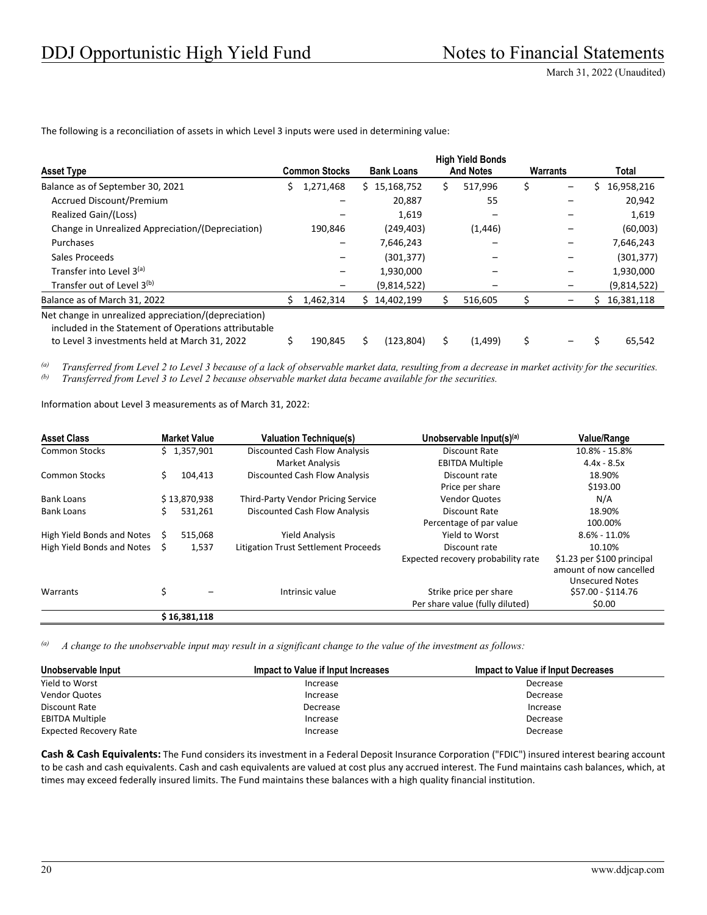The following is a reconciliation of assets in which Level 3 inputs were used in determining value:

| Asset Type | Common Stocks | Bank Loans | High Yield Bonds And Notes | Warrants | Total |
|---|---|---|---|---|---|
| Balance as of September 30, 2021 | $ 1,271,468 | $ 15,168,752 | $ 517,996 | $ – | $ 16,958,216 |
| Accrued Discount/Premium | – | 20,887 | 55 | – | 20,942 |
| Realized Gain/(Loss) | – | 1,619 | – | – | 1,619 |
| Change in Unrealized Appreciation/(Depreciation) | 190,846 | (249,403) | (1,446) | – | (60,003) |
| Purchases | – | 7,646,243 | – | – | 7,646,243 |
| Sales Proceeds | – | (301,377) | – | – | (301,377) |
| Transfer into Level 3[(a)] | – | 1,930,000 | – | – | 1,930,000 |
| Transfer out of Level 3[(b)] | – | (9,814,522) | – | – | (9,814,522) |
| Balance as of March 31, 2022 | $ 1,462,314 | $ 14,402,199 | $ 516,605 | $ – | $ 16,381,118 |
| Net change in unrealized appreciation/(depreciation) included in the Statement of Operations attributable to Level 3 investments held at March 31, 2022 | $ 190,845 | $ (123,804) | $ (1,499) | $ – | $ 65,542 |

*(a) Transferred from Level 2 to Level 3 because of a lack of observable market data, resulting from a decrease in market activity for the securities.*
*(b) Transferred from Level 3 to Level 2 because observable market data became available for the securities.*

Information about Level 3 measurements as of March 31, 2022:

| Asset Class | Market Value | Valuation Technique(s) | Unobservable Input(s)[(a)] | Value/Range |
|---|---|---|---|---|
| Common Stocks | $ 1,357,901 | Discounted Cash Flow Analysis | Discount Rate | 10.8% - 15.8% |
| | | Market Analysis | EBITDA Multiple | 4.4x - 8.5x |
| Common Stocks | $ 104,413 | Discounted Cash Flow Analysis | Discount rate | 18.90% |
| | | | Price per share | $193.00 |
| Bank Loans | $ 13,870,938 | Third-Party Vendor Pricing Service | Vendor Quotes | N/A |
| Bank Loans | $ 531,261 | Discounted Cash Flow Analysis | Discount Rate | 18.90% |
| | | | Percentage of par value | 100.00% |
| High Yield Bonds and Notes | $ 515,068 | Yield Analysis | Yield to Worst | 8.6% - 11.0% |
| High Yield Bonds and Notes | $ 1,537 | Litigation Trust Settlement Proceeds | Discount rate | 10.10% |
| | | | Expected recovery probability rate | $1.23 per $100 principal amount of now cancelled Unsecured Notes |
| Warrants | $ – | Intrinsic value | Strike price per share | $57.00 - $114.76 |
| | | | Per share value (fully diluted) | $0.00 |
| | $ 16,381,118 | | | |

*(a) A change to the unobservable input may result in a significant change to the value of the investment as follows:*

| Unobservable Input | Impact to Value if Input Increases | Impact to Value if Input Decreases |
|---|---|---|
| Yield to Worst | Increase | Decrease |
| Vendor Quotes | Increase | Decrease |
| Discount Rate | Decrease | Increase |
| EBITDA Multiple | Increase | Decrease |
| Expected Recovery Rate | Increase | Decrease |

**Cash & Cash Equivalents:** The Fund considers its investment in a Federal Deposit Insurance Corporation ("FDIC") insured interest bearing account to be cash and cash equivalents. Cash and cash equivalents are valued at cost plus any accrued interest. The Fund maintains cash balances, which, at times may exceed federally insured limits. The Fund maintains these balances with a high quality financial institution.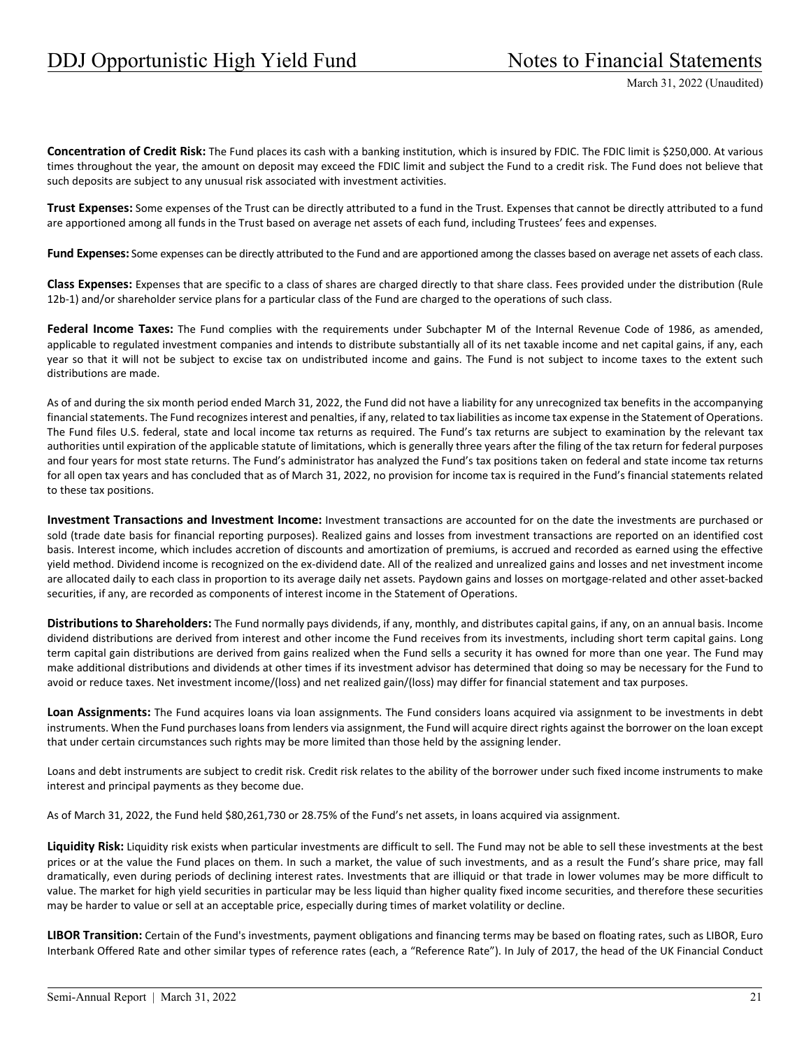**Concentration of Credit Risk:** The Fund places its cash with a banking institution, which is insured by FDIC. The FDIC limit is $250,000. At various times throughout the year, the amount on deposit may exceed the FDIC limit and subject the Fund to a credit risk. The Fund does not believe that such deposits are subject to any unusual risk associated with investment activities.

**Trust Expenses:** Some expenses of the Trust can be directly attributed to a fund in the Trust. Expenses that cannot be directly attributed to a fund are apportioned among all funds in the Trust based on average net assets of each fund, including Trustees' fees and expenses.

**Fund Expenses:** Some expenses can be directly attributed to the Fund and are apportioned among the classes based on average net assets of each class.

**Class Expenses:** Expenses that are specific to a class of shares are charged directly to that share class. Fees provided under the distribution (Rule 12b-1) and/or shareholder service plans for a particular class of the Fund are charged to the operations of such class.

**Federal Income Taxes:** The Fund complies with the requirements under Subchapter M of the Internal Revenue Code of 1986, as amended, applicable to regulated investment companies and intends to distribute substantially all of its net taxable income and net capital gains, if any, each year so that it will not be subject to excise tax on undistributed income and gains. The Fund is not subject to income taxes to the extent such distributions are made.

As of and during the six month period ended March 31, 2022, the Fund did not have a liability for any unrecognized tax benefits in the accompanying financial statements. The Fund recognizes interest and penalties, if any, related to tax liabilities as income tax expense in the Statement of Operations. The Fund files U.S. federal, state and local income tax returns as required. The Fund's tax returns are subject to examination by the relevant tax authorities until expiration of the applicable statute of limitations, which is generally three years after the filing of the tax return for federal purposes and four years for most state returns. The Fund's administrator has analyzed the Fund's tax positions taken on federal and state income tax returns for all open tax years and has concluded that as of March 31, 2022, no provision for income tax is required in the Fund's financial statements related to these tax positions.

**Investment Transactions and Investment Income:** Investment transactions are accounted for on the date the investments are purchased or sold (trade date basis for financial reporting purposes). Realized gains and losses from investment transactions are reported on an identified cost basis. Interest income, which includes accretion of discounts and amortization of premiums, is accrued and recorded as earned using the effective yield method. Dividend income is recognized on the ex-dividend date. All of the realized and unrealized gains and losses and net investment income are allocated daily to each class in proportion to its average daily net assets. Paydown gains and losses on mortgage-related and other asset-backed securities, if any, are recorded as components of interest income in the Statement of Operations.

**Distributions to Shareholders:** The Fund normally pays dividends, if any, monthly, and distributes capital gains, if any, on an annual basis. Income dividend distributions are derived from interest and other income the Fund receives from its investments, including short term capital gains. Long term capital gain distributions are derived from gains realized when the Fund sells a security it has owned for more than one year. The Fund may make additional distributions and dividends at other times if its investment advisor has determined that doing so may be necessary for the Fund to avoid or reduce taxes. Net investment income/(loss) and net realized gain/(loss) may differ for financial statement and tax purposes.

**Loan Assignments:** The Fund acquires loans via loan assignments. The Fund considers loans acquired via assignment to be investments in debt instruments. When the Fund purchases loans from lenders via assignment, the Fund will acquire direct rights against the borrower on the loan except that under certain circumstances such rights may be more limited than those held by the assigning lender.

Loans and debt instruments are subject to credit risk. Credit risk relates to the ability of the borrower under such fixed income instruments to make interest and principal payments as they become due.

As of March 31, 2022, the Fund held $80,261,730 or 28.75% of the Fund's net assets, in loans acquired via assignment.

**Liquidity Risk:** Liquidity risk exists when particular investments are difficult to sell. The Fund may not be able to sell these investments at the best prices or at the value the Fund places on them. In such a market, the value of such investments, and as a result the Fund's share price, may fall dramatically, even during periods of declining interest rates. Investments that are illiquid or that trade in lower volumes may be more difficult to value. The market for high yield securities in particular may be less liquid than higher quality fixed income securities, and therefore these securities may be harder to value or sell at an acceptable price, especially during times of market volatility or decline.

**LIBOR Transition:** Certain of the Fund's investments, payment obligations and financing terms may be based on floating rates, such as LIBOR, Euro Interbank Offered Rate and other similar types of reference rates (each, a "Reference Rate"). In July of 2017, the head of the UK Financial Conduct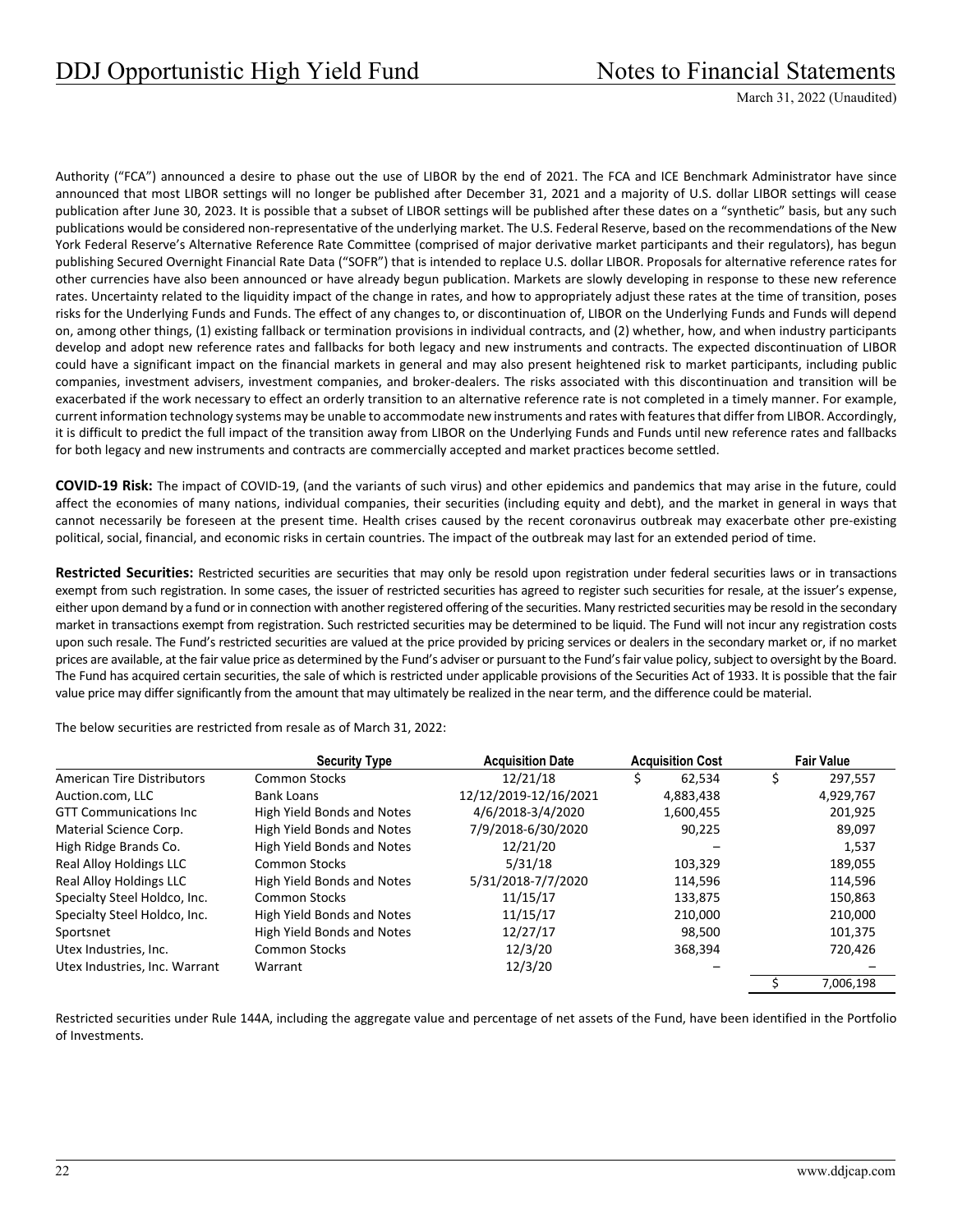Authority ("FCA") announced a desire to phase out the use of LIBOR by the end of 2021. The FCA and ICE Benchmark Administrator have since announced that most LIBOR settings will no longer be published after December 31, 2021 and a majority of U.S. dollar LIBOR settings will cease publication after June 30, 2023. It is possible that a subset of LIBOR settings will be published after these dates on a "synthetic" basis, but any such publications would be considered non-representative of the underlying market. The U.S. Federal Reserve, based on the recommendations of the New York Federal Reserve's Alternative Reference Rate Committee (comprised of major derivative market participants and their regulators), has begun publishing Secured Overnight Financial Rate Data ("SOFR") that is intended to replace U.S. dollar LIBOR. Proposals for alternative reference rates for other currencies have also been announced or have already begun publication. Markets are slowly developing in response to these new reference rates. Uncertainty related to the liquidity impact of the change in rates, and how to appropriately adjust these rates at the time of transition, poses risks for the Underlying Funds and Funds. The effect of any changes to, or discontinuation of, LIBOR on the Underlying Funds and Funds will depend on, among other things, (1) existing fallback or termination provisions in individual contracts, and (2) whether, how, and when industry participants develop and adopt new reference rates and fallbacks for both legacy and new instruments and contracts. The expected discontinuation of LIBOR could have a significant impact on the financial markets in general and may also present heightened risk to market participants, including public companies, investment advisers, investment companies, and broker-dealers. The risks associated with this discontinuation and transition will be exacerbated if the work necessary to effect an orderly transition to an alternative reference rate is not completed in a timely manner. For example, current information technology systems may be unable to accommodate new instruments and rates with features that differ from LIBOR. Accordingly, it is difficult to predict the full impact of the transition away from LIBOR on the Underlying Funds and Funds until new reference rates and fallbacks for both legacy and new instruments and contracts are commercially accepted and market practices become settled.

**COVID-19 Risk:** The impact of COVID-19, (and the variants of such virus) and other epidemics and pandemics that may arise in the future, could affect the economies of many nations, individual companies, their securities (including equity and debt), and the market in general in ways that cannot necessarily be foreseen at the present time. Health crises caused by the recent coronavirus outbreak may exacerbate other pre-existing political, social, financial, and economic risks in certain countries. The impact of the outbreak may last for an extended period of time.

**Restricted Securities:** Restricted securities are securities that may only be resold upon registration under federal securities laws or in transactions exempt from such registration. In some cases, the issuer of restricted securities has agreed to register such securities for resale, at the issuer's expense, either upon demand by a fund or in connection with another registered offering of the securities. Many restricted securities may be resold in the secondary market in transactions exempt from registration. Such restricted securities may be determined to be liquid. The Fund will not incur any registration costs upon such resale. The Fund's restricted securities are valued at the price provided by pricing services or dealers in the secondary market or, if no market prices are available, at the fair value price as determined by the Fund's adviser or pursuant to the Fund's fair value policy, subject to oversight by the Board. The Fund has acquired certain securities, the sale of which is restricted under applicable provisions of the Securities Act of 1933. It is possible that the fair value price may differ significantly from the amount that may ultimately be realized in the near term, and the difference could be material.

The below securities are restricted from resale as of March 31, 2022:

| | Security Type | Acquisition Date | Acquisition Cost | Fair Value |
|---|---|---|---|---|
| American Tire Distributors | Common Stocks | 12/21/18 | $ 62,534 | $ 297,557 |
| Auction.com, LLC | Bank Loans | 12/12/2019-12/16/2021 | 4,883,438 | 4,929,767 |
| GTT Communications Inc | High Yield Bonds and Notes | 4/6/2018-3/4/2020 | 1,600,455 | 201,925 |
| Material Science Corp. | High Yield Bonds and Notes | 7/9/2018-6/30/2020 | 90,225 | 89,097 |
| High Ridge Brands Co. | High Yield Bonds and Notes | 12/21/20 | – | 1,537 |
| Real Alloy Holdings LLC | Common Stocks | 5/31/18 | 103,329 | 189,055 |
| Real Alloy Holdings LLC | High Yield Bonds and Notes | 5/31/2018-7/7/2020 | 114,596 | 114,596 |
| Specialty Steel Holdco, Inc. | Common Stocks | 11/15/17 | 133,875 | 150,863 |
| Specialty Steel Holdco, Inc. | High Yield Bonds and Notes | 11/15/17 | 210,000 | 210,000 |
| Sportsnet | High Yield Bonds and Notes | 12/27/17 | 98,500 | 101,375 |
| Utex Industries, Inc. | Common Stocks | 12/3/20 | 368,394 | 720,426 |
| Utex Industries, Inc. Warrant | Warrant | 12/3/20 | – | – |
| | | | | $ 7,006,198 |

Restricted securities under Rule 144A, including the aggregate value and percentage of net assets of the Fund, have been identified in the Portfolio of Investments.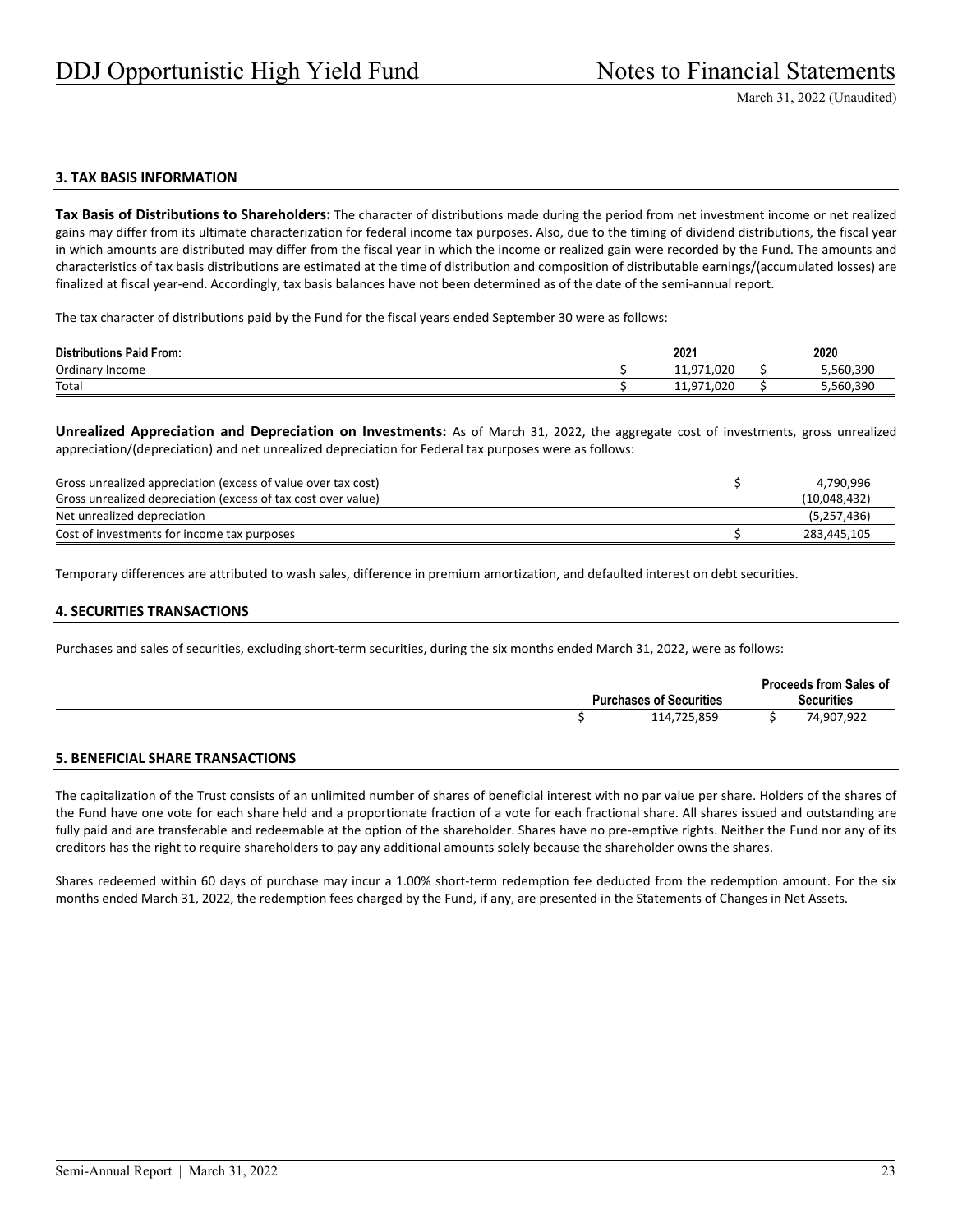### 3. TAX BASIS INFORMATION

**Tax Basis of Distributions to Shareholders:** The character of distributions made during the period from net investment income or net realized gains may differ from its ultimate characterization for federal income tax purposes. Also, due to the timing of dividend distributions, the fiscal year in which amounts are distributed may differ from the fiscal year in which the income or realized gain were recorded by the Fund. The amounts and characteristics of tax basis distributions are estimated at the time of distribution and composition of distributable earnings/(accumulated losses) are finalized at fiscal year-end. Accordingly, tax basis balances have not been determined as of the date of the semi-annual report.

The tax character of distributions paid by the Fund for the fiscal years ended September 30 were as follows:

| Distributions Paid From: | 2021 | 2020 |
|---|---|---|
| Ordinary Income | $ 11,971,020 | $ 5,560,390 |
| Total | $ 11,971,020 | $ 5,560,390 |

**Unrealized Appreciation and Depreciation on Investments:** As of March 31, 2022, the aggregate cost of investments, gross unrealized appreciation/(depreciation) and net unrealized depreciation for Federal tax purposes were as follows:

| | |
|---|---|
| Gross unrealized appreciation (excess of value over tax cost) | $ 4,790,996 |
| Gross unrealized depreciation (excess of tax cost over value) | (10,048,432) |
| Net unrealized depreciation | (5,257,436) |
| Cost of investments for income tax purposes | $ 283,445,105 |

Temporary differences are attributed to wash sales, difference in premium amortization, and defaulted interest on debt securities.

### 4. SECURITIES TRANSACTIONS

Purchases and sales of securities, excluding short-term securities, during the six months ended March 31, 2022, were as follows:

| Purchases of Securities | Proceeds from Sales of Securities |
|---|---|
| $ 114,725,859 | $ 74,907,922 |

### 5. BENEFICIAL SHARE TRANSACTIONS

The capitalization of the Trust consists of an unlimited number of shares of beneficial interest with no par value per share. Holders of the shares of the Fund have one vote for each share held and a proportionate fraction of a vote for each fractional share. All shares issued and outstanding are fully paid and are transferable and redeemable at the option of the shareholder. Shares have no pre-emptive rights. Neither the Fund nor any of its creditors has the right to require shareholders to pay any additional amounts solely because the shareholder owns the shares.

Shares redeemed within 60 days of purchase may incur a 1.00% short-term redemption fee deducted from the redemption amount. For the six months ended March 31, 2022, the redemption fees charged by the Fund, if any, are presented in the Statements of Changes in Net Assets.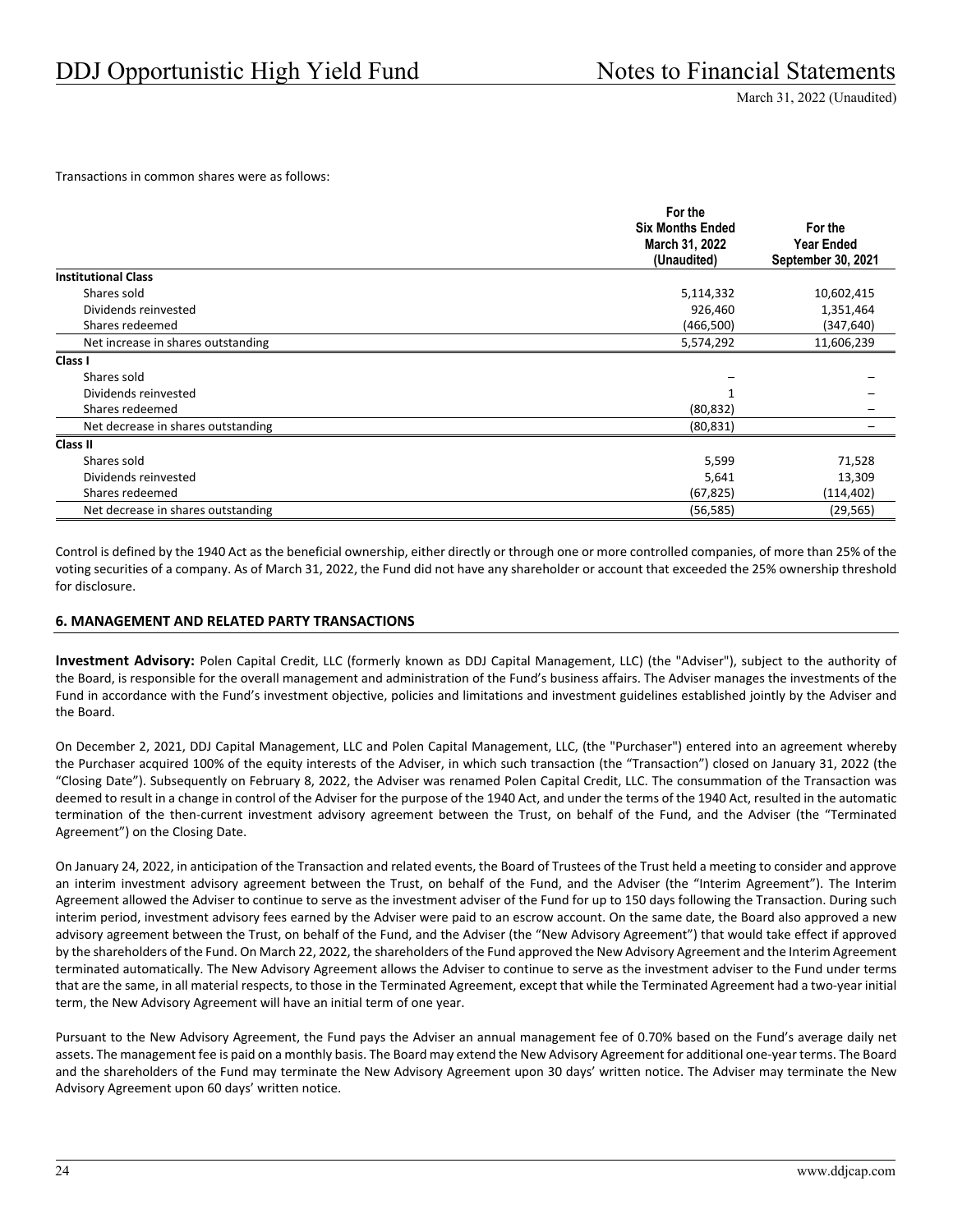Transactions in common shares were as follows:

| | For the Six Months Ended March 31, 2022 (Unaudited) | For the Year Ended September 30, 2021 |
|---|---|---|
| **Institutional Class** | | |
| Shares sold | 5,114,332 | 10,602,415 |
| Dividends reinvested | 926,460 | 1,351,464 |
| Shares redeemed | (466,500) | (347,640) |
| Net increase in shares outstanding | 5,574,292 | 11,606,239 |
| **Class I** | | |
| Shares sold | – | – |
| Dividends reinvested | 1 | – |
| Shares redeemed | (80,832) | – |
| Net decrease in shares outstanding | (80,831) | – |
| **Class II** | | |
| Shares sold | 5,599 | 71,528 |
| Dividends reinvested | 5,641 | 13,309 |
| Shares redeemed | (67,825) | (114,402) |
| Net decrease in shares outstanding | (56,585) | (29,565) |

Control is defined by the 1940 Act as the beneficial ownership, either directly or through one or more controlled companies, of more than 25% of the voting securities of a company. As of March 31, 2022, the Fund did not have any shareholder or account that exceeded the 25% ownership threshold for disclosure.

## 6. MANAGEMENT AND RELATED PARTY TRANSACTIONS

**Investment Advisory:** Polen Capital Credit, LLC (formerly known as DDJ Capital Management, LLC) (the "Adviser"), subject to the authority of the Board, is responsible for the overall management and administration of the Fund's business affairs. The Adviser manages the investments of the Fund in accordance with the Fund's investment objective, policies and limitations and investment guidelines established jointly by the Adviser and the Board.

On December 2, 2021, DDJ Capital Management, LLC and Polen Capital Management, LLC, (the "Purchaser") entered into an agreement whereby the Purchaser acquired 100% of the equity interests of the Adviser, in which such transaction (the "Transaction") closed on January 31, 2022 (the "Closing Date"). Subsequently on February 8, 2022, the Adviser was renamed Polen Capital Credit, LLC. The consummation of the Transaction was deemed to result in a change in control of the Adviser for the purpose of the 1940 Act, and under the terms of the 1940 Act, resulted in the automatic termination of the then-current investment advisory agreement between the Trust, on behalf of the Fund, and the Adviser (the "Terminated Agreement") on the Closing Date.

On January 24, 2022, in anticipation of the Transaction and related events, the Board of Trustees of the Trust held a meeting to consider and approve an interim investment advisory agreement between the Trust, on behalf of the Fund, and the Adviser (the "Interim Agreement"). The Interim Agreement allowed the Adviser to continue to serve as the investment adviser of the Fund for up to 150 days following the Transaction. During such interim period, investment advisory fees earned by the Adviser were paid to an escrow account. On the same date, the Board also approved a new advisory agreement between the Trust, on behalf of the Fund, and the Adviser (the "New Advisory Agreement") that would take effect if approved by the shareholders of the Fund. On March 22, 2022, the shareholders of the Fund approved the New Advisory Agreement and the Interim Agreement terminated automatically. The New Advisory Agreement allows the Adviser to continue to serve as the investment adviser to the Fund under terms that are the same, in all material respects, to those in the Terminated Agreement, except that while the Terminated Agreement had a two-year initial term, the New Advisory Agreement will have an initial term of one year.

Pursuant to the New Advisory Agreement, the Fund pays the Adviser an annual management fee of 0.70% based on the Fund's average daily net assets. The management fee is paid on a monthly basis. The Board may extend the New Advisory Agreement for additional one-year terms. The Board and the shareholders of the Fund may terminate the New Advisory Agreement upon 30 days' written notice. The Adviser may terminate the New Advisory Agreement upon 60 days' written notice.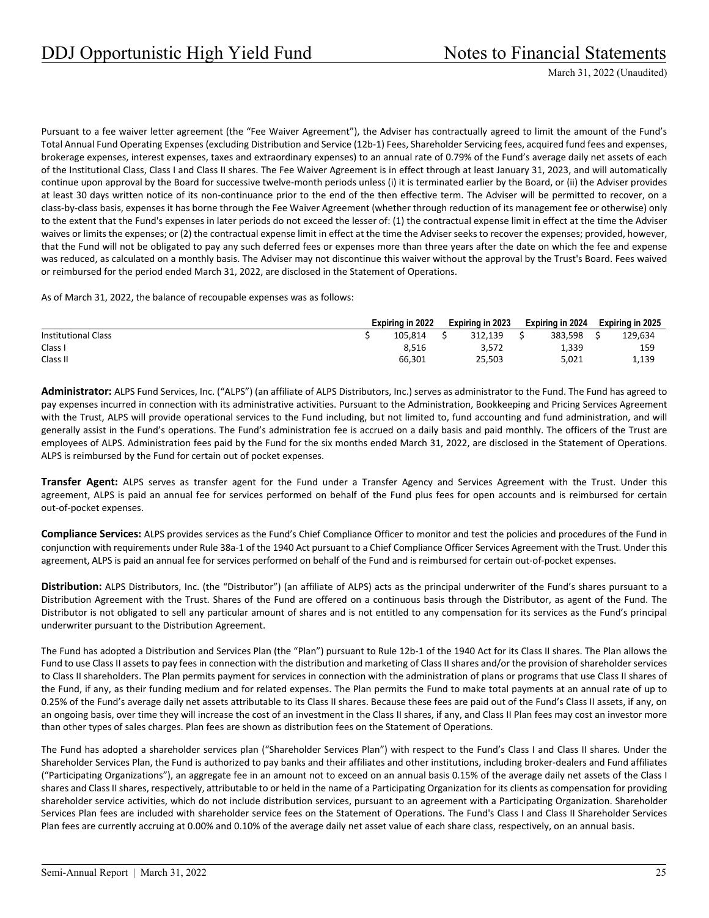Pursuant to a fee waiver letter agreement (the "Fee Waiver Agreement"), the Adviser has contractually agreed to limit the amount of the Fund's Total Annual Fund Operating Expenses (excluding Distribution and Service (12b-1) Fees, Shareholder Servicing fees, acquired fund fees and expenses, brokerage expenses, interest expenses, taxes and extraordinary expenses) to an annual rate of 0.79% of the Fund's average daily net assets of each of the Institutional Class, Class I and Class II shares. The Fee Waiver Agreement is in effect through at least January 31, 2023, and will automatically continue upon approval by the Board for successive twelve-month periods unless (i) it is terminated earlier by the Board, or (ii) the Adviser provides at least 30 days written notice of its non-continuance prior to the end of the then effective term. The Adviser will be permitted to recover, on a class-by-class basis, expenses it has borne through the Fee Waiver Agreement (whether through reduction of its management fee or otherwise) only to the extent that the Fund's expenses in later periods do not exceed the lesser of: (1) the contractual expense limit in effect at the time the Adviser waives or limits the expenses; or (2) the contractual expense limit in effect at the time the Adviser seeks to recover the expenses; provided, however, that the Fund will not be obligated to pay any such deferred fees or expenses more than three years after the date on which the fee and expense was reduced, as calculated on a monthly basis. The Adviser may not discontinue this waiver without the approval by the Trust's Board. Fees waived or reimbursed for the period ended March 31, 2022, are disclosed in the Statement of Operations.

As of March 31, 2022, the balance of recoupable expenses was as follows:

| | Expiring in 2022 | Expiring in 2023 | Expiring in 2024 | Expiring in 2025 |
|---|---|---|---|---|
| Institutional Class | $ 105,814 | $ 312,139 | $ 383,598 | $ 129,634 |
| Class I | 8,516 | 3,572 | 1,339 | 159 |
| Class II | 66,301 | 25,503 | 5,021 | 1,139 |

**Administrator:** ALPS Fund Services, Inc. ("ALPS") (an affiliate of ALPS Distributors, Inc.) serves as administrator to the Fund. The Fund has agreed to pay expenses incurred in connection with its administrative activities. Pursuant to the Administration, Bookkeeping and Pricing Services Agreement with the Trust, ALPS will provide operational services to the Fund including, but not limited to, fund accounting and fund administration, and will generally assist in the Fund's operations. The Fund's administration fee is accrued on a daily basis and paid monthly. The officers of the Trust are employees of ALPS. Administration fees paid by the Fund for the six months ended March 31, 2022, are disclosed in the Statement of Operations. ALPS is reimbursed by the Fund for certain out of pocket expenses.

**Transfer Agent:** ALPS serves as transfer agent for the Fund under a Transfer Agency and Services Agreement with the Trust. Under this agreement, ALPS is paid an annual fee for services performed on behalf of the Fund plus fees for open accounts and is reimbursed for certain out-of-pocket expenses.

**Compliance Services:** ALPS provides services as the Fund's Chief Compliance Officer to monitor and test the policies and procedures of the Fund in conjunction with requirements under Rule 38a-1 of the 1940 Act pursuant to a Chief Compliance Officer Services Agreement with the Trust. Under this agreement, ALPS is paid an annual fee for services performed on behalf of the Fund and is reimbursed for certain out-of-pocket expenses.

**Distribution:** ALPS Distributors, Inc. (the "Distributor") (an affiliate of ALPS) acts as the principal underwriter of the Fund's shares pursuant to a Distribution Agreement with the Trust. Shares of the Fund are offered on a continuous basis through the Distributor, as agent of the Fund. The Distributor is not obligated to sell any particular amount of shares and is not entitled to any compensation for its services as the Fund's principal underwriter pursuant to the Distribution Agreement.

The Fund has adopted a Distribution and Services Plan (the "Plan") pursuant to Rule 12b-1 of the 1940 Act for its Class II shares. The Plan allows the Fund to use Class II assets to pay fees in connection with the distribution and marketing of Class II shares and/or the provision of shareholder services to Class II shareholders. The Plan permits payment for services in connection with the administration of plans or programs that use Class II shares of the Fund, if any, as their funding medium and for related expenses. The Plan permits the Fund to make total payments at an annual rate of up to 0.25% of the Fund's average daily net assets attributable to its Class II shares. Because these fees are paid out of the Fund's Class II assets, if any, on an ongoing basis, over time they will increase the cost of an investment in the Class II shares, if any, and Class II Plan fees may cost an investor more than other types of sales charges. Plan fees are shown as distribution fees on the Statement of Operations.

The Fund has adopted a shareholder services plan ("Shareholder Services Plan") with respect to the Fund's Class I and Class II shares. Under the Shareholder Services Plan, the Fund is authorized to pay banks and their affiliates and other institutions, including broker-dealers and Fund affiliates ("Participating Organizations"), an aggregate fee in an amount not to exceed on an annual basis 0.15% of the average daily net assets of the Class I shares and Class II shares, respectively, attributable to or held in the name of a Participating Organization for its clients as compensation for providing shareholder service activities, which do not include distribution services, pursuant to an agreement with a Participating Organization. Shareholder Services Plan fees are included with shareholder service fees on the Statement of Operations. The Fund's Class I and Class II Shareholder Services Plan fees are currently accruing at 0.00% and 0.10% of the average daily net asset value of each share class, respectively, on an annual basis.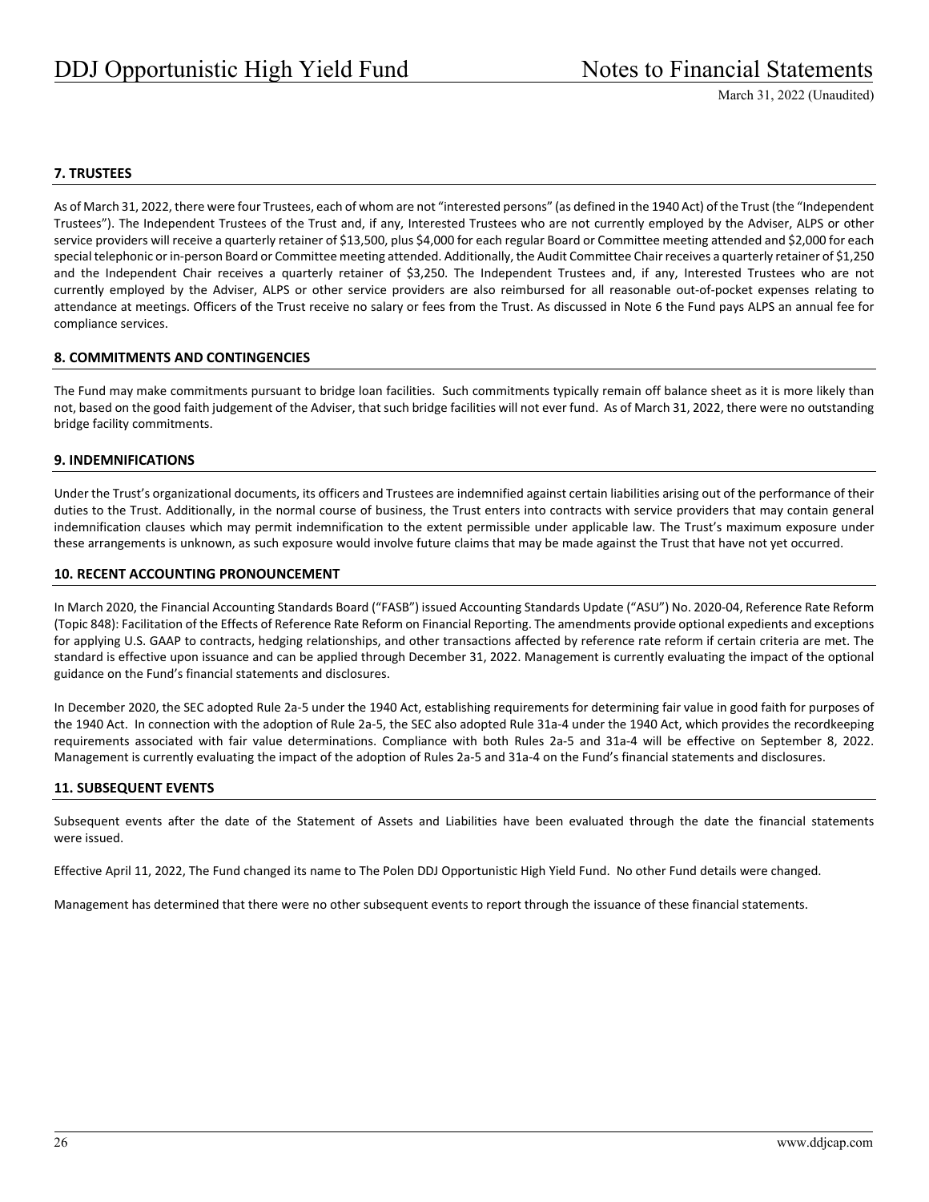## 7. TRUSTEES

As of March 31, 2022, there were four Trustees, each of whom are not "interested persons" (as defined in the 1940 Act) of the Trust (the "Independent Trustees"). The Independent Trustees of the Trust and, if any, Interested Trustees who are not currently employed by the Adviser, ALPS or other service providers will receive a quarterly retainer of $13,500, plus $4,000 for each regular Board or Committee meeting attended and $2,000 for each special telephonic or in-person Board or Committee meeting attended. Additionally, the Audit Committee Chair receives a quarterly retainer of $1,250 and the Independent Chair receives a quarterly retainer of $3,250. The Independent Trustees and, if any, Interested Trustees who are not currently employed by the Adviser, ALPS or other service providers are also reimbursed for all reasonable out-of-pocket expenses relating to attendance at meetings. Officers of the Trust receive no salary or fees from the Trust. As discussed in Note 6 the Fund pays ALPS an annual fee for compliance services.

## 8. COMMITMENTS AND CONTINGENCIES

The Fund may make commitments pursuant to bridge loan facilities. Such commitments typically remain off balance sheet as it is more likely than not, based on the good faith judgement of the Adviser, that such bridge facilities will not ever fund. As of March 31, 2022, there were no outstanding bridge facility commitments.

## 9. INDEMNIFICATIONS

Under the Trust's organizational documents, its officers and Trustees are indemnified against certain liabilities arising out of the performance of their duties to the Trust. Additionally, in the normal course of business, the Trust enters into contracts with service providers that may contain general indemnification clauses which may permit indemnification to the extent permissible under applicable law. The Trust's maximum exposure under these arrangements is unknown, as such exposure would involve future claims that may be made against the Trust that have not yet occurred.

## 10. RECENT ACCOUNTING PRONOUNCEMENT

In March 2020, the Financial Accounting Standards Board ("FASB") issued Accounting Standards Update ("ASU") No. 2020-04, Reference Rate Reform (Topic 848): Facilitation of the Effects of Reference Rate Reform on Financial Reporting. The amendments provide optional expedients and exceptions for applying U.S. GAAP to contracts, hedging relationships, and other transactions affected by reference rate reform if certain criteria are met. The standard is effective upon issuance and can be applied through December 31, 2022. Management is currently evaluating the impact of the optional guidance on the Fund's financial statements and disclosures.

In December 2020, the SEC adopted Rule 2a-5 under the 1940 Act, establishing requirements for determining fair value in good faith for purposes of the 1940 Act. In connection with the adoption of Rule 2a-5, the SEC also adopted Rule 31a-4 under the 1940 Act, which provides the recordkeeping requirements associated with fair value determinations. Compliance with both Rules 2a-5 and 31a-4 will be effective on September 8, 2022. Management is currently evaluating the impact of the adoption of Rules 2a-5 and 31a-4 on the Fund's financial statements and disclosures.

## 11. SUBSEQUENT EVENTS

Subsequent events after the date of the Statement of Assets and Liabilities have been evaluated through the date the financial statements were issued.

Effective April 11, 2022, The Fund changed its name to The Polen DDJ Opportunistic High Yield Fund. No other Fund details were changed.

Management has determined that there were no other subsequent events to report through the issuance of these financial statements.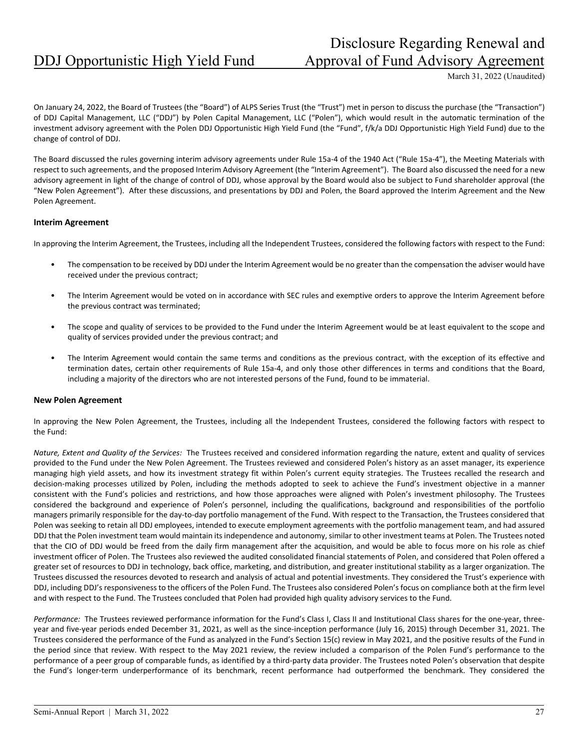On January 24, 2022, the Board of Trustees (the "Board") of ALPS Series Trust (the "Trust") met in person to discuss the purchase (the "Transaction") of DDJ Capital Management, LLC ("DDJ") by Polen Capital Management, LLC ("Polen"), which would result in the automatic termination of the investment advisory agreement with the Polen DDJ Opportunistic High Yield Fund (the "Fund", f/k/a DDJ Opportunistic High Yield Fund) due to the change of control of DDJ.

The Board discussed the rules governing interim advisory agreements under Rule 15a-4 of the 1940 Act ("Rule 15a-4"), the Meeting Materials with respect to such agreements, and the proposed Interim Advisory Agreement (the "Interim Agreement"). The Board also discussed the need for a new advisory agreement in light of the change of control of DDJ, whose approval by the Board would also be subject to Fund shareholder approval (the "New Polen Agreement"). After these discussions, and presentations by DDJ and Polen, the Board approved the Interim Agreement and the New Polen Agreement.

### Interim Agreement

In approving the Interim Agreement, the Trustees, including all the Independent Trustees, considered the following factors with respect to the Fund:

- The compensation to be received by DDJ under the Interim Agreement would be no greater than the compensation the adviser would have received under the previous contract;
- The Interim Agreement would be voted on in accordance with SEC rules and exemptive orders to approve the Interim Agreement before the previous contract was terminated;
- The scope and quality of services to be provided to the Fund under the Interim Agreement would be at least equivalent to the scope and quality of services provided under the previous contract; and
- The Interim Agreement would contain the same terms and conditions as the previous contract, with the exception of its effective and termination dates, certain other requirements of Rule 15a-4, and only those other differences in terms and conditions that the Board, including a majority of the directors who are not interested persons of the Fund, found to be immaterial.

### New Polen Agreement

In approving the New Polen Agreement, the Trustees, including all the Independent Trustees, considered the following factors with respect to the Fund:

*Nature, Extent and Quality of the Services:* The Trustees received and considered information regarding the nature, extent and quality of services provided to the Fund under the New Polen Agreement. The Trustees reviewed and considered Polen's history as an asset manager, its experience managing high yield assets, and how its investment strategy fit within Polen's current equity strategies. The Trustees recalled the research and decision-making processes utilized by Polen, including the methods adopted to seek to achieve the Fund's investment objective in a manner consistent with the Fund's policies and restrictions, and how those approaches were aligned with Polen's investment philosophy. The Trustees considered the background and experience of Polen's personnel, including the qualifications, background and responsibilities of the portfolio managers primarily responsible for the day-to-day portfolio management of the Fund. With respect to the Transaction, the Trustees considered that Polen was seeking to retain all DDJ employees, intended to execute employment agreements with the portfolio management team, and had assured DDJ that the Polen investment team would maintain its independence and autonomy, similar to other investment teams at Polen. The Trustees noted that the CIO of DDJ would be freed from the daily firm management after the acquisition, and would be able to focus more on his role as chief investment officer of Polen. The Trustees also reviewed the audited consolidated financial statements of Polen, and considered that Polen offered a greater set of resources to DDJ in technology, back office, marketing, and distribution, and greater institutional stability as a larger organization. The Trustees discussed the resources devoted to research and analysis of actual and potential investments. They considered the Trust's experience with DDJ, including DDJ's responsiveness to the officers of the Polen Fund. The Trustees also considered Polen's focus on compliance both at the firm level and with respect to the Fund. The Trustees concluded that Polen had provided high quality advisory services to the Fund.

*Performance:* The Trustees reviewed performance information for the Fund's Class I, Class II and Institutional Class shares for the one-year, three-year and five-year periods ended December 31, 2021, as well as the since-inception performance (July 16, 2015) through December 31, 2021. The Trustees considered the performance of the Fund as analyzed in the Fund's Section 15(c) review in May 2021, and the positive results of the Fund in the period since that review. With respect to the May 2021 review, the review included a comparison of the Polen Fund's performance to the performance of a peer group of comparable funds, as identified by a third-party data provider. The Trustees noted Polen's observation that despite the Fund's longer-term underperformance of its benchmark, recent performance had outperformed the benchmark. They considered the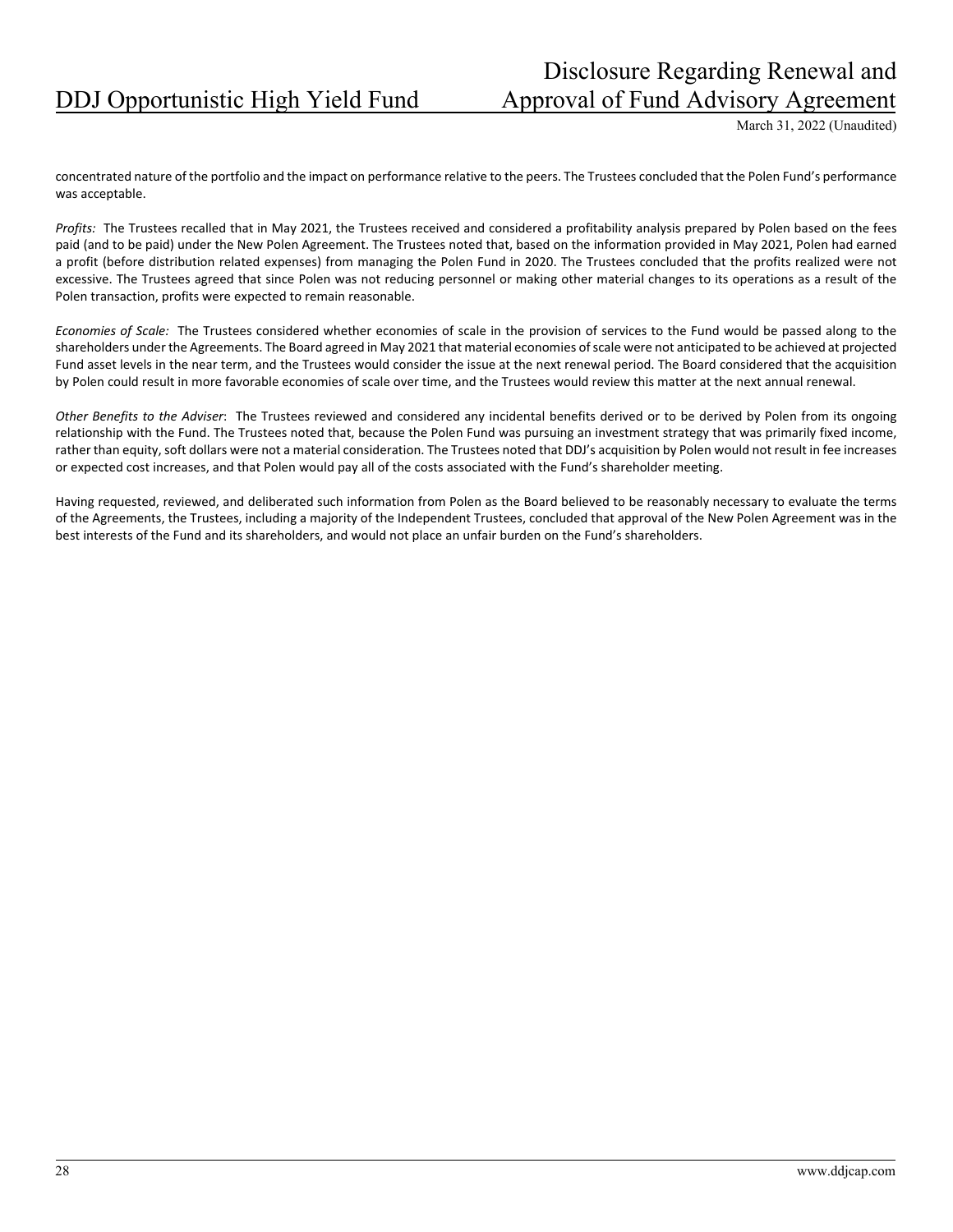concentrated nature of the portfolio and the impact on performance relative to the peers. The Trustees concluded that the Polen Fund's performance was acceptable.

*Profits:* The Trustees recalled that in May 2021, the Trustees received and considered a profitability analysis prepared by Polen based on the fees paid (and to be paid) under the New Polen Agreement. The Trustees noted that, based on the information provided in May 2021, Polen had earned a profit (before distribution related expenses) from managing the Polen Fund in 2020. The Trustees concluded that the profits realized were not excessive. The Trustees agreed that since Polen was not reducing personnel or making other material changes to its operations as a result of the Polen transaction, profits were expected to remain reasonable.

*Economies of Scale:* The Trustees considered whether economies of scale in the provision of services to the Fund would be passed along to the shareholders under the Agreements. The Board agreed in May 2021 that material economies of scale were not anticipated to be achieved at projected Fund asset levels in the near term, and the Trustees would consider the issue at the next renewal period. The Board considered that the acquisition by Polen could result in more favorable economies of scale over time, and the Trustees would review this matter at the next annual renewal.

*Other Benefits to the Adviser*: The Trustees reviewed and considered any incidental benefits derived or to be derived by Polen from its ongoing relationship with the Fund. The Trustees noted that, because the Polen Fund was pursuing an investment strategy that was primarily fixed income, rather than equity, soft dollars were not a material consideration. The Trustees noted that DDJ's acquisition by Polen would not result in fee increases or expected cost increases, and that Polen would pay all of the costs associated with the Fund's shareholder meeting.

Having requested, reviewed, and deliberated such information from Polen as the Board believed to be reasonably necessary to evaluate the terms of the Agreements, the Trustees, including a majority of the Independent Trustees, concluded that approval of the New Polen Agreement was in the best interests of the Fund and its shareholders, and would not place an unfair burden on the Fund's shareholders.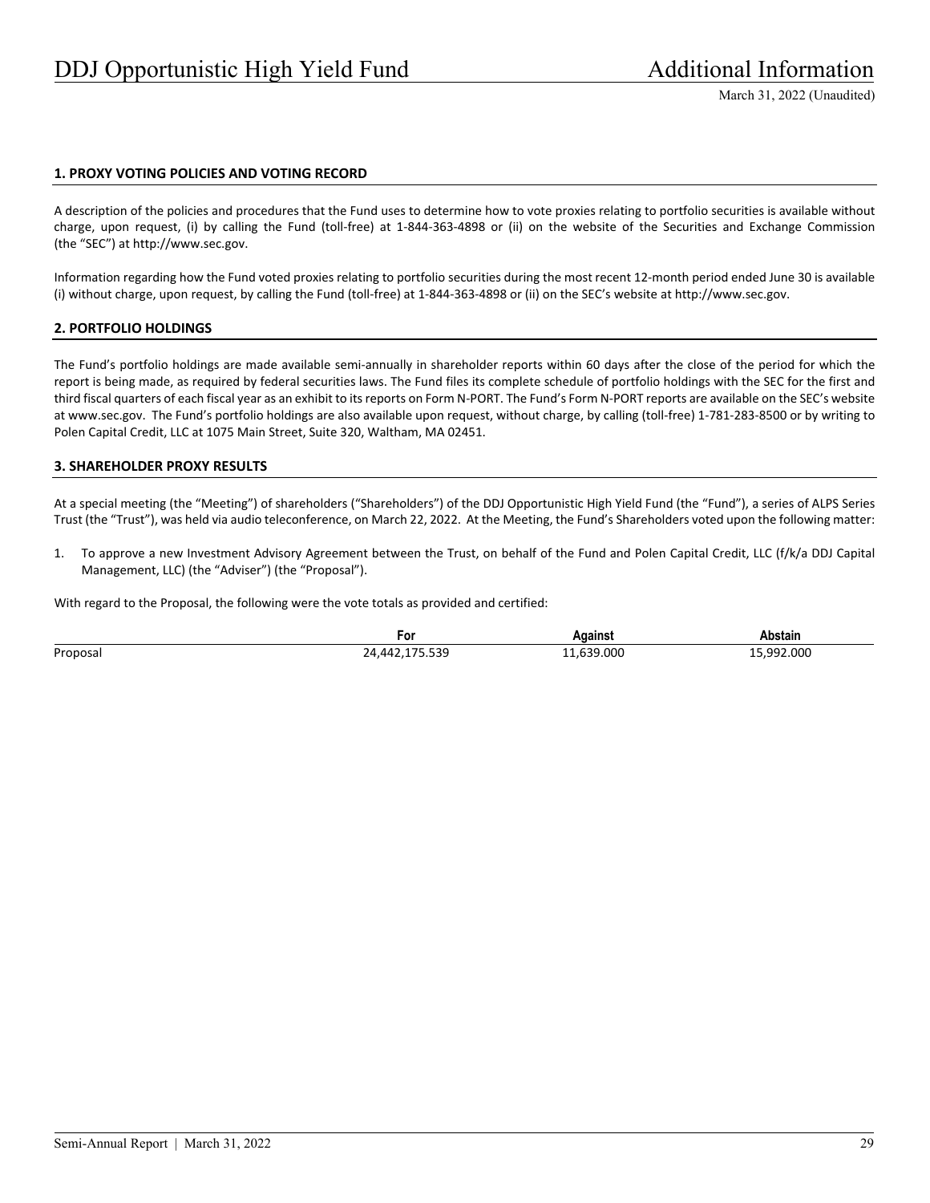## 1. PROXY VOTING POLICIES AND VOTING RECORD

A description of the policies and procedures that the Fund uses to determine how to vote proxies relating to portfolio securities is available without charge, upon request, (i) by calling the Fund (toll-free) at 1-844-363-4898 or (ii) on the website of the Securities and Exchange Commission (the "SEC") at http://www.sec.gov.

Information regarding how the Fund voted proxies relating to portfolio securities during the most recent 12-month period ended June 30 is available (i) without charge, upon request, by calling the Fund (toll-free) at 1-844-363-4898 or (ii) on the SEC's website at http://www.sec.gov.

## 2. PORTFOLIO HOLDINGS

The Fund's portfolio holdings are made available semi-annually in shareholder reports within 60 days after the close of the period for which the report is being made, as required by federal securities laws. The Fund files its complete schedule of portfolio holdings with the SEC for the first and third fiscal quarters of each fiscal year as an exhibit to its reports on Form N-PORT. The Fund's Form N-PORT reports are available on the SEC's website at www.sec.gov. The Fund's portfolio holdings are also available upon request, without charge, by calling (toll-free) 1-781-283-8500 or by writing to Polen Capital Credit, LLC at 1075 Main Street, Suite 320, Waltham, MA 02451.

## 3. SHAREHOLDER PROXY RESULTS

At a special meeting (the "Meeting") of shareholders ("Shareholders") of the DDJ Opportunistic High Yield Fund (the "Fund"), a series of ALPS Series Trust (the "Trust"), was held via audio teleconference, on March 22, 2022. At the Meeting, the Fund's Shareholders voted upon the following matter:

1. To approve a new Investment Advisory Agreement between the Trust, on behalf of the Fund and Polen Capital Credit, LLC (f/k/a DDJ Capital Management, LLC) (the "Adviser") (the "Proposal").

With regard to the Proposal, the following were the vote totals as provided and certified:

| | For | Against | Abstain |
|---|---|---|---|
| Proposal | 24,442,175.539 | 11,639.000 | 15,992.000 |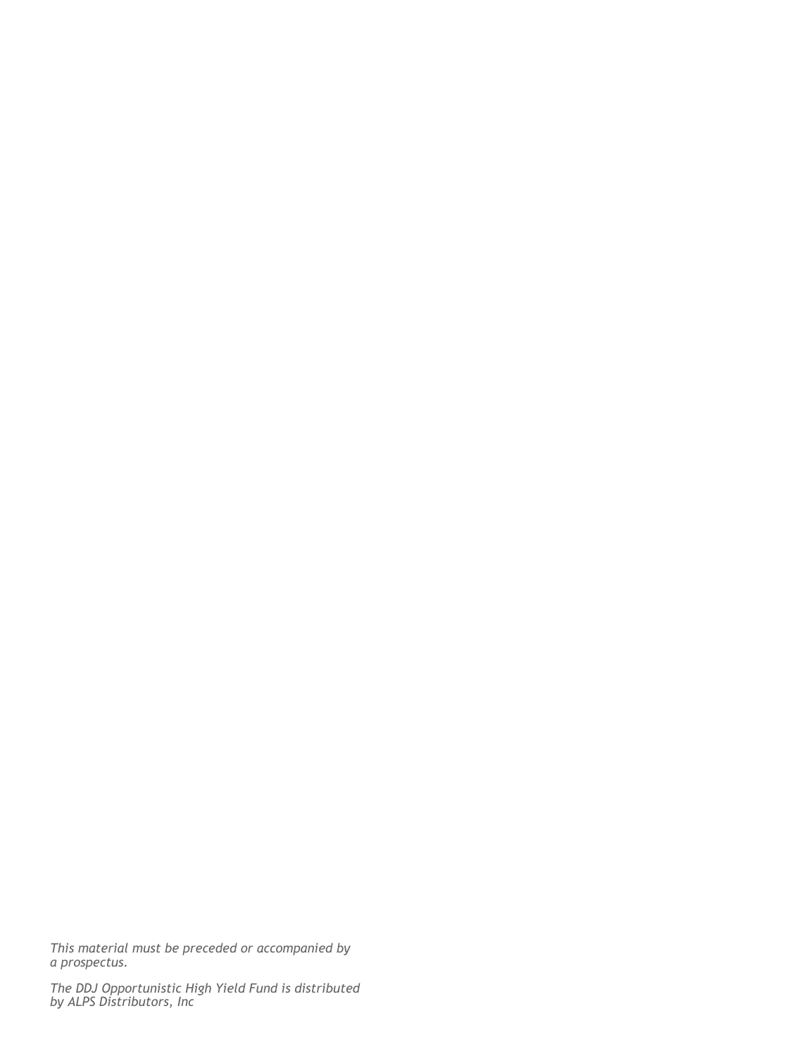*This material must be preceded or accompanied by a prospectus.*

*The DDJ Opportunistic High Yield Fund is distributed by ALPS Distributors, Inc*